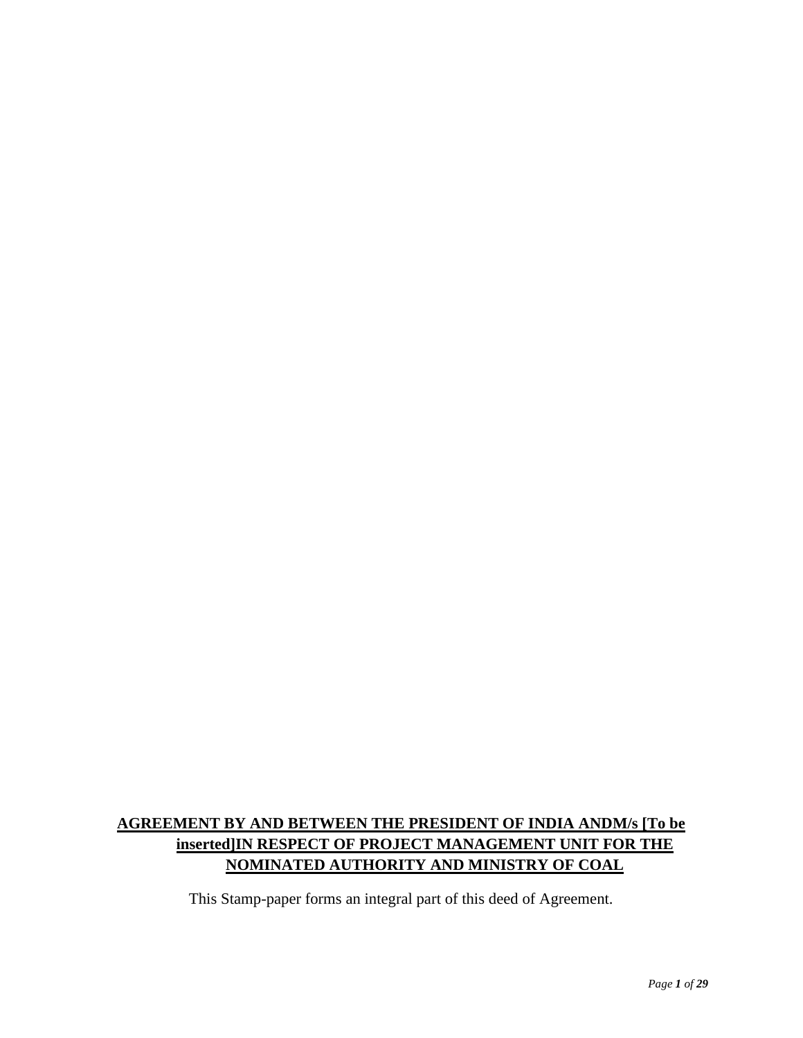**AGREEMENT BY AND BETWEEN THE PRESIDENT OF INDIA ANDM/s [To be inserted]IN RESPECT OF PROJECT MANAGEMENT UNIT FOR THE NOMINATED AUTHORITY AND MINISTRY OF COAL**

This Stamp-paper forms an integral part of this deed of Agreement.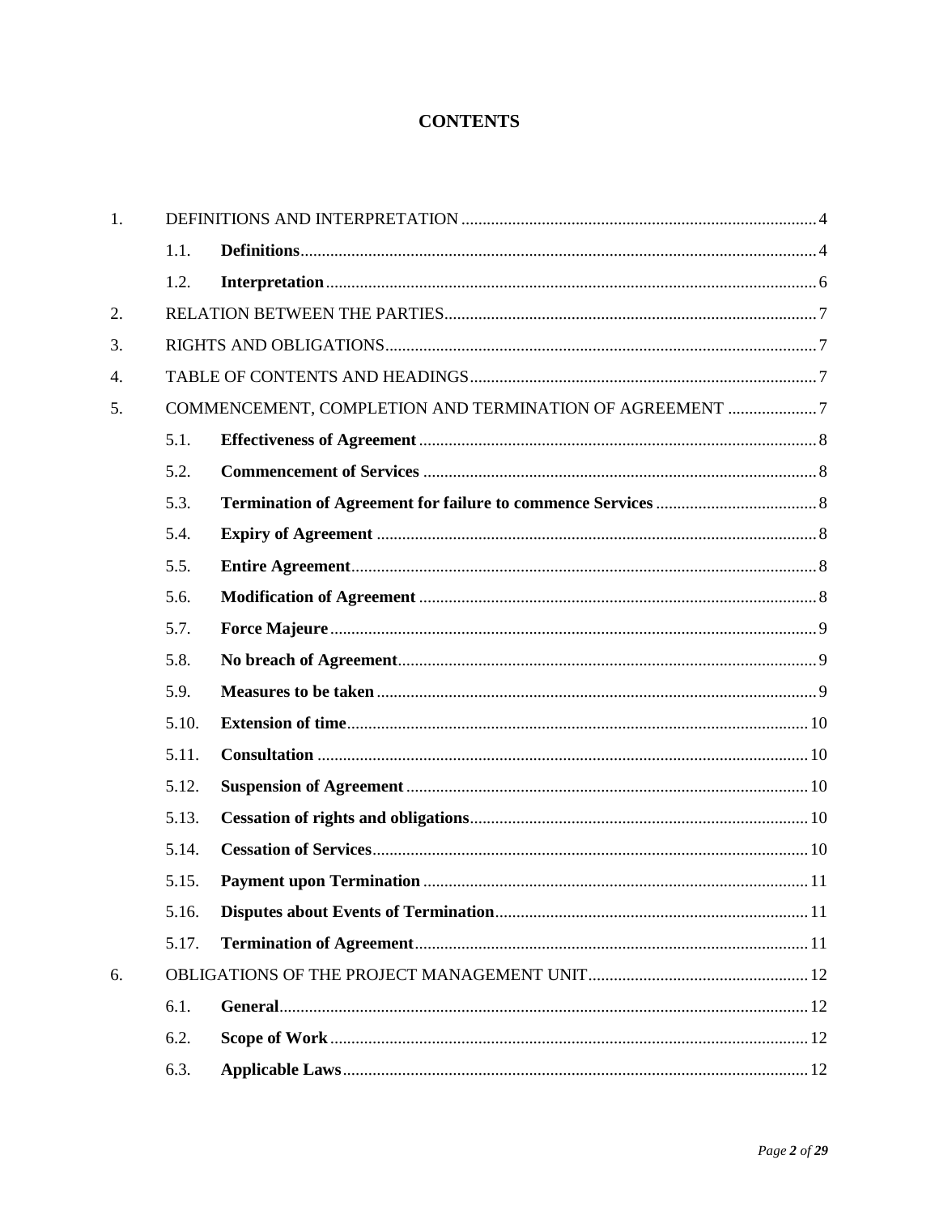# CONTENTS

1. DEFINITIONS AND INTERPRETATION ..... 4
   - 1.1. **Definitions** ..... 4
   - 1.2. **Interpretation** ..... 6
2. RELATION BETWEEN THE PARTIES ..... 7
3. RIGHTS AND OBLIGATIONS ..... 7
4. TABLE OF CONTENTS AND HEADINGS ..... 7
5. COMMENCEMENT, COMPLETION AND TERMINATION OF AGREEMENT ..... 7
   - 5.1. **Effectiveness of Agreement** ..... 8
   - 5.2. **Commencement of Services** ..... 8
   - 5.3. **Termination of Agreement for failure to commence Services** ..... 8
   - 5.4. **Expiry of Agreement** ..... 8
   - 5.5. **Entire Agreement** ..... 8
   - 5.6. **Modification of Agreement** ..... 8
   - 5.7. **Force Majeure** ..... 9
   - 5.8. **No breach of Agreement** ..... 9
   - 5.9. **Measures to be taken** ..... 9
   - 5.10. **Extension of time** ..... 10
   - 5.11. **Consultation** ..... 10
   - 5.12. **Suspension of Agreement** ..... 10
   - 5.13. **Cessation of rights and obligations** ..... 10
   - 5.14. **Cessation of Services** ..... 10
   - 5.15. **Payment upon Termination** ..... 11
   - 5.16. **Disputes about Events of Termination** ..... 11
   - 5.17. **Termination of Agreement** ..... 11
6. OBLIGATIONS OF THE PROJECT MANAGEMENT UNIT ..... 12
   - 6.1. **General** ..... 12
   - 6.2. **Scope of Work** ..... 12
   - 6.3. **Applicable Laws** ..... 12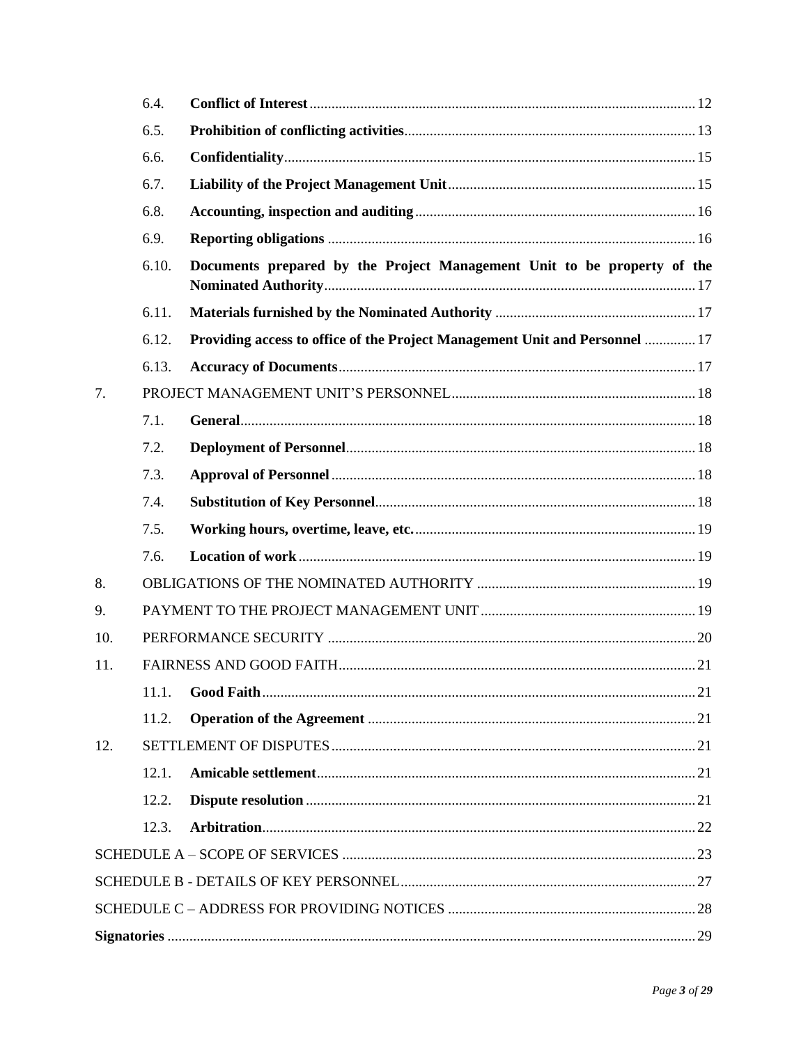| | | | |
|---|---|---|---|
| | 6.4. | **Conflict of Interest** | 12 |
| | 6.5. | **Prohibition of conflicting activities** | 13 |
| | 6.6. | **Confidentiality** | 15 |
| | 6.7. | **Liability of the Project Management Unit** | 15 |
| | 6.8. | **Accounting, inspection and auditing** | 16 |
| | 6.9. | **Reporting obligations** | 16 |
| | 6.10. | **Documents prepared by the Project Management Unit to be property of the Nominated Authority** | 17 |
| | 6.11. | **Materials furnished by the Nominated Authority** | 17 |
| | 6.12. | **Providing access to office of the Project Management Unit and Personnel** | 17 |
| | 6.13. | **Accuracy of Documents** | 17 |
| 7. | PROJECT MANAGEMENT UNIT'S PERSONNEL | | 18 |
| | 7.1. | **General** | 18 |
| | 7.2. | **Deployment of Personnel** | 18 |
| | 7.3. | **Approval of Personnel** | 18 |
| | 7.4. | **Substitution of Key Personnel** | 18 |
| | 7.5. | **Working hours, overtime, leave, etc.** | 19 |
| | 7.6. | **Location of work** | 19 |
| 8. | OBLIGATIONS OF THE NOMINATED AUTHORITY | | 19 |
| 9. | PAYMENT TO THE PROJECT MANAGEMENT UNIT | | 19 |
| 10. | PERFORMANCE SECURITY | | 20 |
| 11. | FAIRNESS AND GOOD FAITH | | 21 |
| | 11.1. | **Good Faith** | 21 |
| | 11.2. | **Operation of the Agreement** | 21 |
| 12. | SETTLEMENT OF DISPUTES | | 21 |
| | 12.1. | **Amicable settlement** | 21 |
| | 12.2. | **Dispute resolution** | 21 |
| | 12.3. | **Arbitration** | 22 |
| SCHEDULE A – SCOPE OF SERVICES | | | 23 |
| SCHEDULE B - DETAILS OF KEY PERSONNEL | | | 27 |
| SCHEDULE C – ADDRESS FOR PROVIDING NOTICES | | | 28 |
| **Signatories** | | | 29 |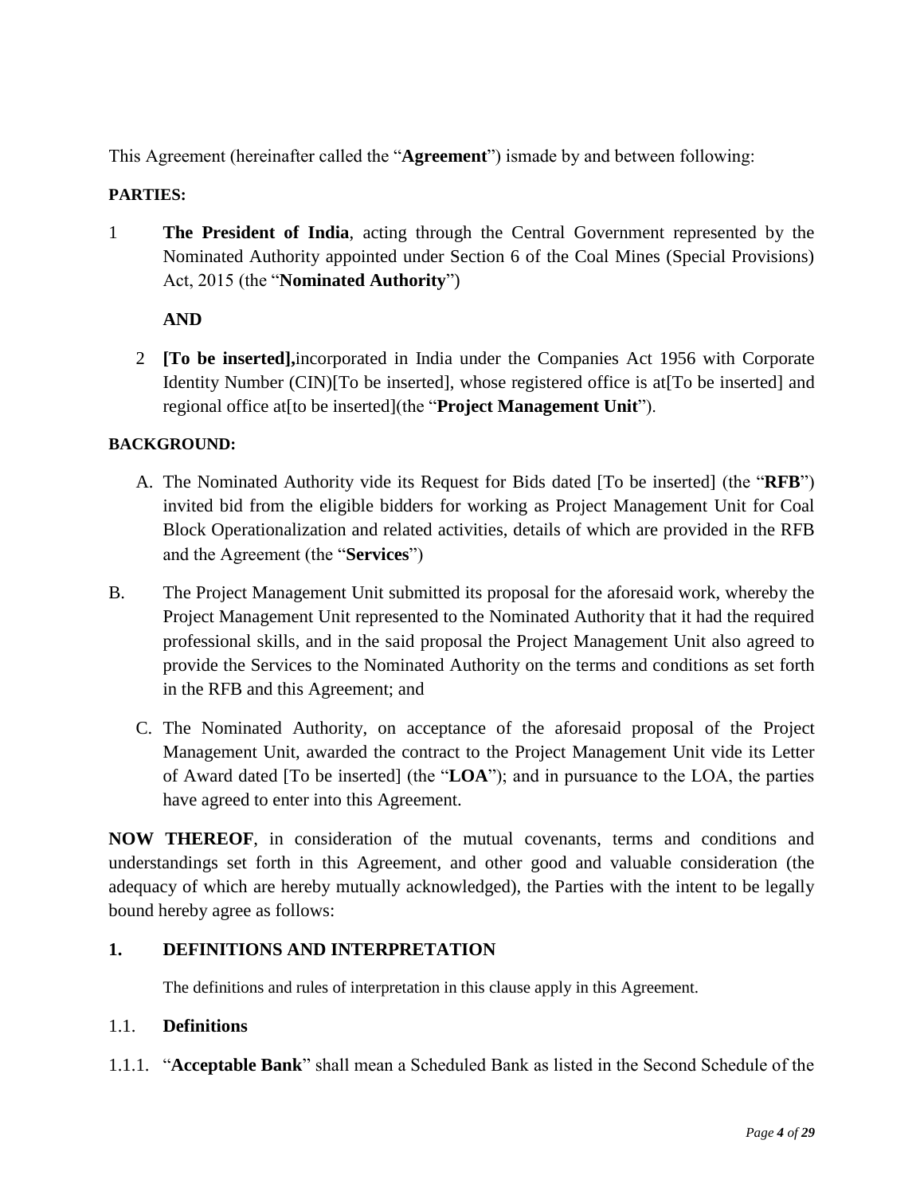This Agreement (hereinafter called the "**Agreement**") ismade by and between following:

**PARTIES:**

1 **The President of India**, acting through the Central Government represented by the Nominated Authority appointed under Section 6 of the Coal Mines (Special Provisions) Act, 2015 (the "**Nominated Authority**")

**AND**

2 **[To be inserted],**incorporated in India under the Companies Act 1956 with Corporate Identity Number (CIN)[To be inserted], whose registered office is at[To be inserted] and regional office at[to be inserted](the "**Project Management Unit**").

**BACKGROUND:**

A. The Nominated Authority vide its Request for Bids dated [To be inserted] (the "**RFB**") invited bid from the eligible bidders for working as Project Management Unit for Coal Block Operationalization and related activities, details of which are provided in the RFB and the Agreement (the "**Services**")

B. The Project Management Unit submitted its proposal for the aforesaid work, whereby the Project Management Unit represented to the Nominated Authority that it had the required professional skills, and in the said proposal the Project Management Unit also agreed to provide the Services to the Nominated Authority on the terms and conditions as set forth in the RFB and this Agreement; and

C. The Nominated Authority, on acceptance of the aforesaid proposal of the Project Management Unit, awarded the contract to the Project Management Unit vide its Letter of Award dated [To be inserted] (the "**LOA**"); and in pursuance to the LOA, the parties have agreed to enter into this Agreement.

**NOW THEREOF**, in consideration of the mutual covenants, terms and conditions and understandings set forth in this Agreement, and other good and valuable consideration (the adequacy of which are hereby mutually acknowledged), the Parties with the intent to be legally bound hereby agree as follows:

## 1. DEFINITIONS AND INTERPRETATION

The definitions and rules of interpretation in this clause apply in this Agreement.

### 1.1. Definitions

1.1.1. "**Acceptable Bank**" shall mean a Scheduled Bank as listed in the Second Schedule of the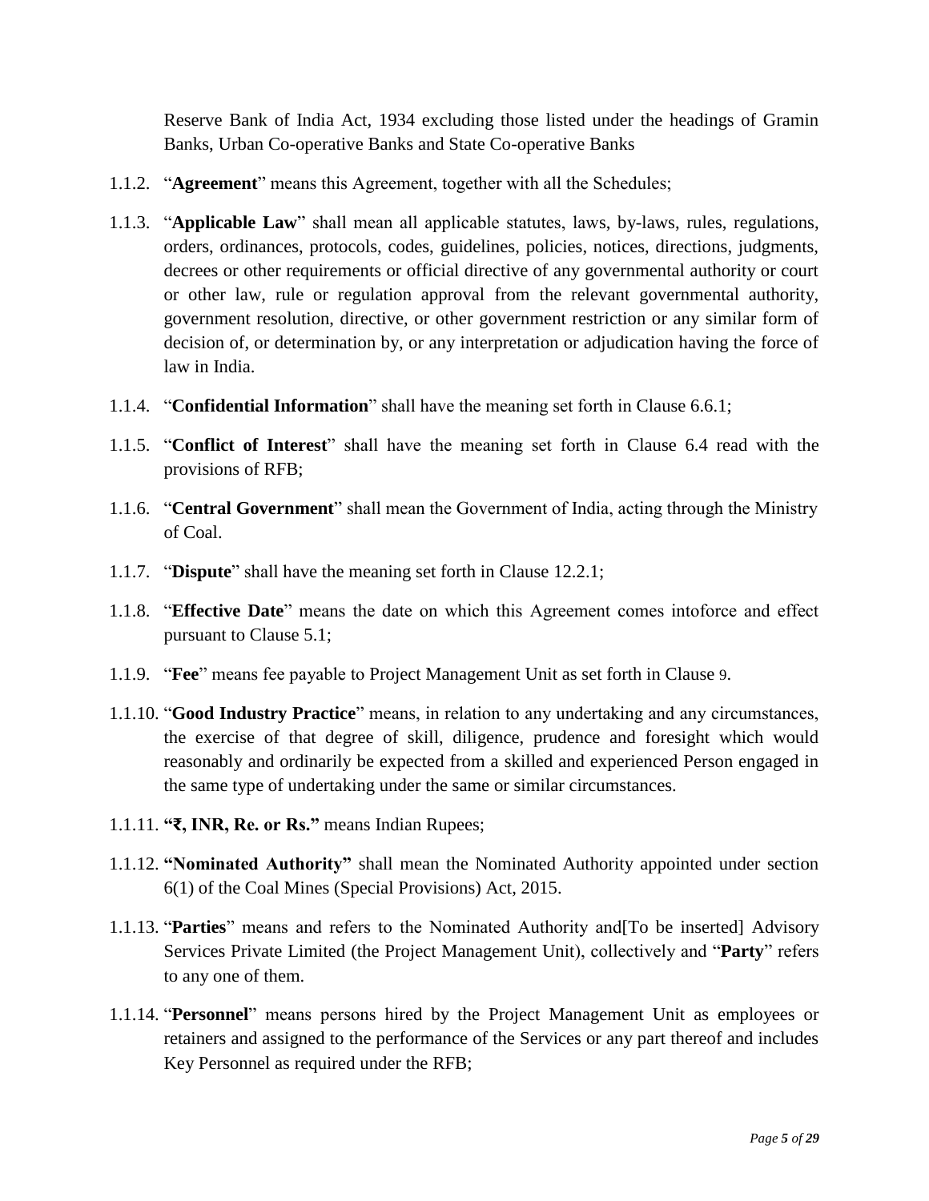Reserve Bank of India Act, 1934 excluding those listed under the headings of Gramin Banks, Urban Co-operative Banks and State Co-operative Banks

1.1.2. "**Agreement**" means this Agreement, together with all the Schedules;

1.1.3. "**Applicable Law**" shall mean all applicable statutes, laws, by-laws, rules, regulations, orders, ordinances, protocols, codes, guidelines, policies, notices, directions, judgments, decrees or other requirements or official directive of any governmental authority or court or other law, rule or regulation approval from the relevant governmental authority, government resolution, directive, or other government restriction or any similar form of decision of, or determination by, or any interpretation or adjudication having the force of law in India.

1.1.4. "**Confidential Information**" shall have the meaning set forth in Clause 6.6.1;

1.1.5. "**Conflict of Interest**" shall have the meaning set forth in Clause 6.4 read with the provisions of RFB;

1.1.6. "**Central Government**" shall mean the Government of India, acting through the Ministry of Coal.

1.1.7. "**Dispute**" shall have the meaning set forth in Clause 12.2.1;

1.1.8. "**Effective Date**" means the date on which this Agreement comes intoforce and effect pursuant to Clause 5.1;

1.1.9. "**Fee**" means fee payable to Project Management Unit as set forth in Clause 9.

1.1.10. "**Good Industry Practice**" means, in relation to any undertaking and any circumstances, the exercise of that degree of skill, diligence, prudence and foresight which would reasonably and ordinarily be expected from a skilled and experienced Person engaged in the same type of undertaking under the same or similar circumstances.

1.1.11. **"₹, INR, Re. or Rs."** means Indian Rupees;

1.1.12. **"Nominated Authority"** shall mean the Nominated Authority appointed under section 6(1) of the Coal Mines (Special Provisions) Act, 2015.

1.1.13. "**Parties**" means and refers to the Nominated Authority and[To be inserted] Advisory Services Private Limited (the Project Management Unit), collectively and "**Party**" refers to any one of them.

1.1.14. "**Personnel**" means persons hired by the Project Management Unit as employees or retainers and assigned to the performance of the Services or any part thereof and includes Key Personnel as required under the RFB;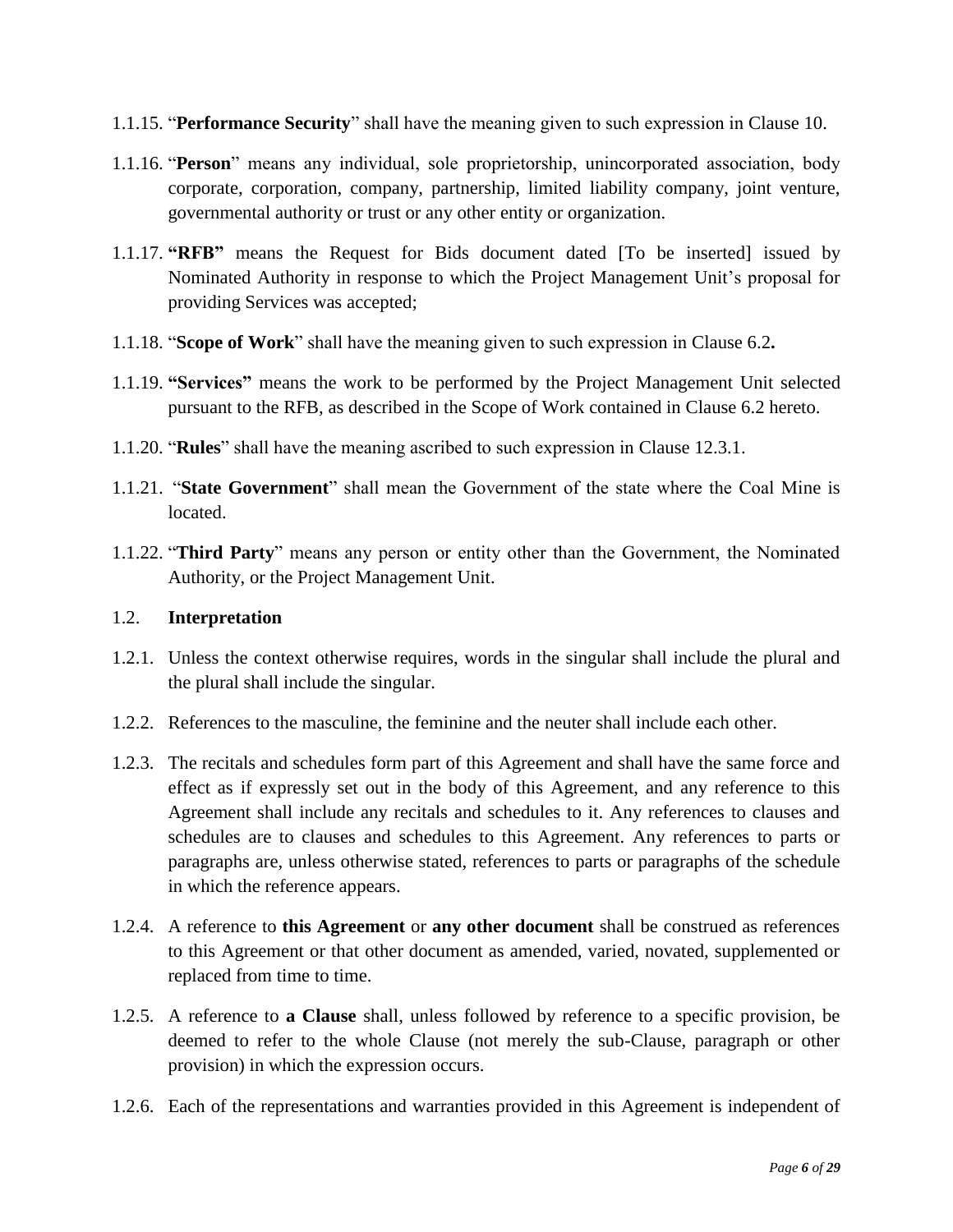1.1.15. "**Performance Security**" shall have the meaning given to such expression in Clause 10.

1.1.16. "**Person**" means any individual, sole proprietorship, unincorporated association, body corporate, corporation, company, partnership, limited liability company, joint venture, governmental authority or trust or any other entity or organization.

1.1.17. **"RFB"** means the Request for Bids document dated [To be inserted] issued by Nominated Authority in response to which the Project Management Unit's proposal for providing Services was accepted;

1.1.18. "**Scope of Work**" shall have the meaning given to such expression in Clause 6.2**.**

1.1.19. **"Services"** means the work to be performed by the Project Management Unit selected pursuant to the RFB, as described in the Scope of Work contained in Clause 6.2 hereto.

1.1.20. "**Rules**" shall have the meaning ascribed to such expression in Clause 12.3.1.

1.1.21. "**State Government**" shall mean the Government of the state where the Coal Mine is located.

1.1.22. "**Third Party**" means any person or entity other than the Government, the Nominated Authority, or the Project Management Unit.

1.2. **Interpretation**

1.2.1. Unless the context otherwise requires, words in the singular shall include the plural and the plural shall include the singular.

1.2.2. References to the masculine, the feminine and the neuter shall include each other.

1.2.3. The recitals and schedules form part of this Agreement and shall have the same force and effect as if expressly set out in the body of this Agreement, and any reference to this Agreement shall include any recitals and schedules to it. Any references to clauses and schedules are to clauses and schedules to this Agreement. Any references to parts or paragraphs are, unless otherwise stated, references to parts or paragraphs of the schedule in which the reference appears.

1.2.4. A reference to **this Agreement** or **any other document** shall be construed as references to this Agreement or that other document as amended, varied, novated, supplemented or replaced from time to time.

1.2.5. A reference to **a Clause** shall, unless followed by reference to a specific provision, be deemed to refer to the whole Clause (not merely the sub-Clause, paragraph or other provision) in which the expression occurs.

1.2.6. Each of the representations and warranties provided in this Agreement is independent of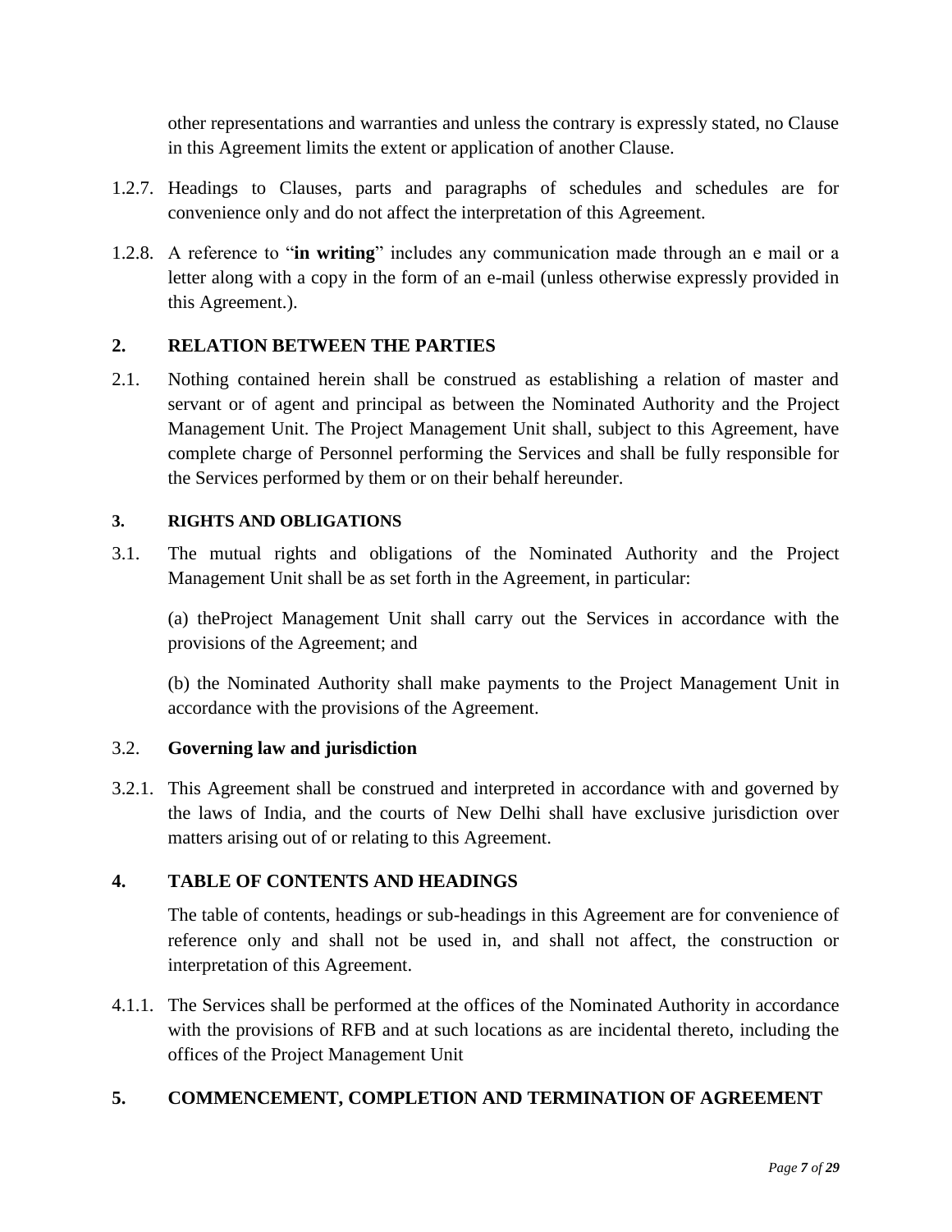other representations and warranties and unless the contrary is expressly stated, no Clause in this Agreement limits the extent or application of another Clause.

1.2.7. Headings to Clauses, parts and paragraphs of schedules and schedules are for convenience only and do not affect the interpretation of this Agreement.

1.2.8. A reference to "**in writing**" includes any communication made through an e mail or a letter along with a copy in the form of an e-mail (unless otherwise expressly provided in this Agreement.).

## 2. RELATION BETWEEN THE PARTIES

2.1. Nothing contained herein shall be construed as establishing a relation of master and servant or of agent and principal as between the Nominated Authority and the Project Management Unit. The Project Management Unit shall, subject to this Agreement, have complete charge of Personnel performing the Services and shall be fully responsible for the Services performed by them or on their behalf hereunder.

## 3. RIGHTS AND OBLIGATIONS

3.1. The mutual rights and obligations of the Nominated Authority and the Project Management Unit shall be as set forth in the Agreement, in particular:

(a) theProject Management Unit shall carry out the Services in accordance with the provisions of the Agreement; and

(b) the Nominated Authority shall make payments to the Project Management Unit in accordance with the provisions of the Agreement.

3.2. **Governing law and jurisdiction**

3.2.1. This Agreement shall be construed and interpreted in accordance with and governed by the laws of India, and the courts of New Delhi shall have exclusive jurisdiction over matters arising out of or relating to this Agreement.

## 4. TABLE OF CONTENTS AND HEADINGS

The table of contents, headings or sub-headings in this Agreement are for convenience of reference only and shall not be used in, and shall not affect, the construction or interpretation of this Agreement.

4.1.1. The Services shall be performed at the offices of the Nominated Authority in accordance with the provisions of RFB and at such locations as are incidental thereto, including the offices of the Project Management Unit

## 5. COMMENCEMENT, COMPLETION AND TERMINATION OF AGREEMENT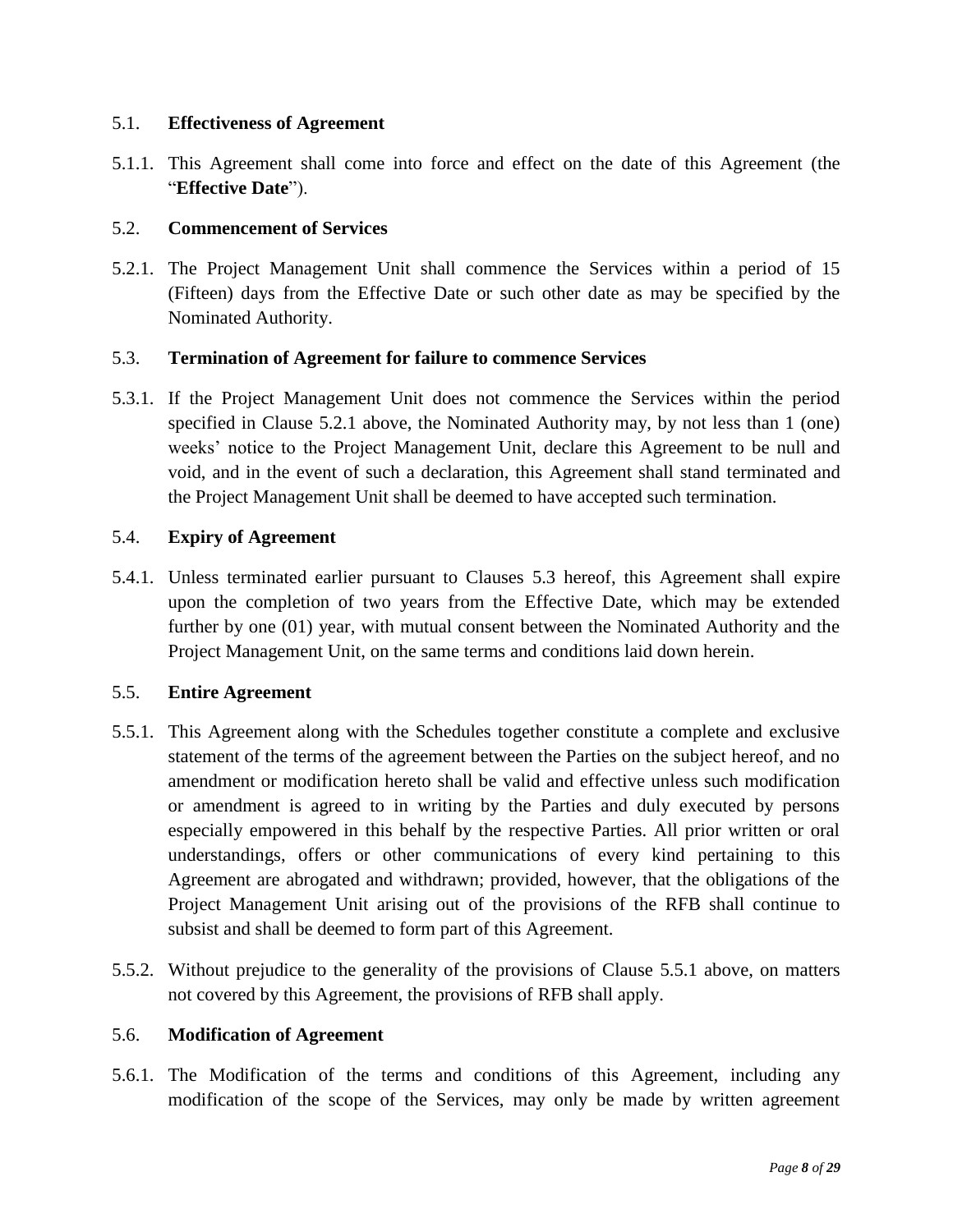### 5.1. **Effectiveness of Agreement**

5.1.1. This Agreement shall come into force and effect on the date of this Agreement (the "**Effective Date**").

### 5.2. **Commencement of Services**

5.2.1. The Project Management Unit shall commence the Services within a period of 15 (Fifteen) days from the Effective Date or such other date as may be specified by the Nominated Authority.

### 5.3. **Termination of Agreement for failure to commence Services**

5.3.1. If the Project Management Unit does not commence the Services within the period specified in Clause 5.2.1 above, the Nominated Authority may, by not less than 1 (one) weeks' notice to the Project Management Unit, declare this Agreement to be null and void, and in the event of such a declaration, this Agreement shall stand terminated and the Project Management Unit shall be deemed to have accepted such termination.

### 5.4. **Expiry of Agreement**

5.4.1. Unless terminated earlier pursuant to Clauses 5.3 hereof, this Agreement shall expire upon the completion of two years from the Effective Date, which may be extended further by one (01) year, with mutual consent between the Nominated Authority and the Project Management Unit, on the same terms and conditions laid down herein.

### 5.5. **Entire Agreement**

5.5.1. This Agreement along with the Schedules together constitute a complete and exclusive statement of the terms of the agreement between the Parties on the subject hereof, and no amendment or modification hereto shall be valid and effective unless such modification or amendment is agreed to in writing by the Parties and duly executed by persons especially empowered in this behalf by the respective Parties. All prior written or oral understandings, offers or other communications of every kind pertaining to this Agreement are abrogated and withdrawn; provided, however, that the obligations of the Project Management Unit arising out of the provisions of the RFB shall continue to subsist and shall be deemed to form part of this Agreement.

5.5.2. Without prejudice to the generality of the provisions of Clause 5.5.1 above, on matters not covered by this Agreement, the provisions of RFB shall apply.

### 5.6. **Modification of Agreement**

5.6.1. The Modification of the terms and conditions of this Agreement, including any modification of the scope of the Services, may only be made by written agreement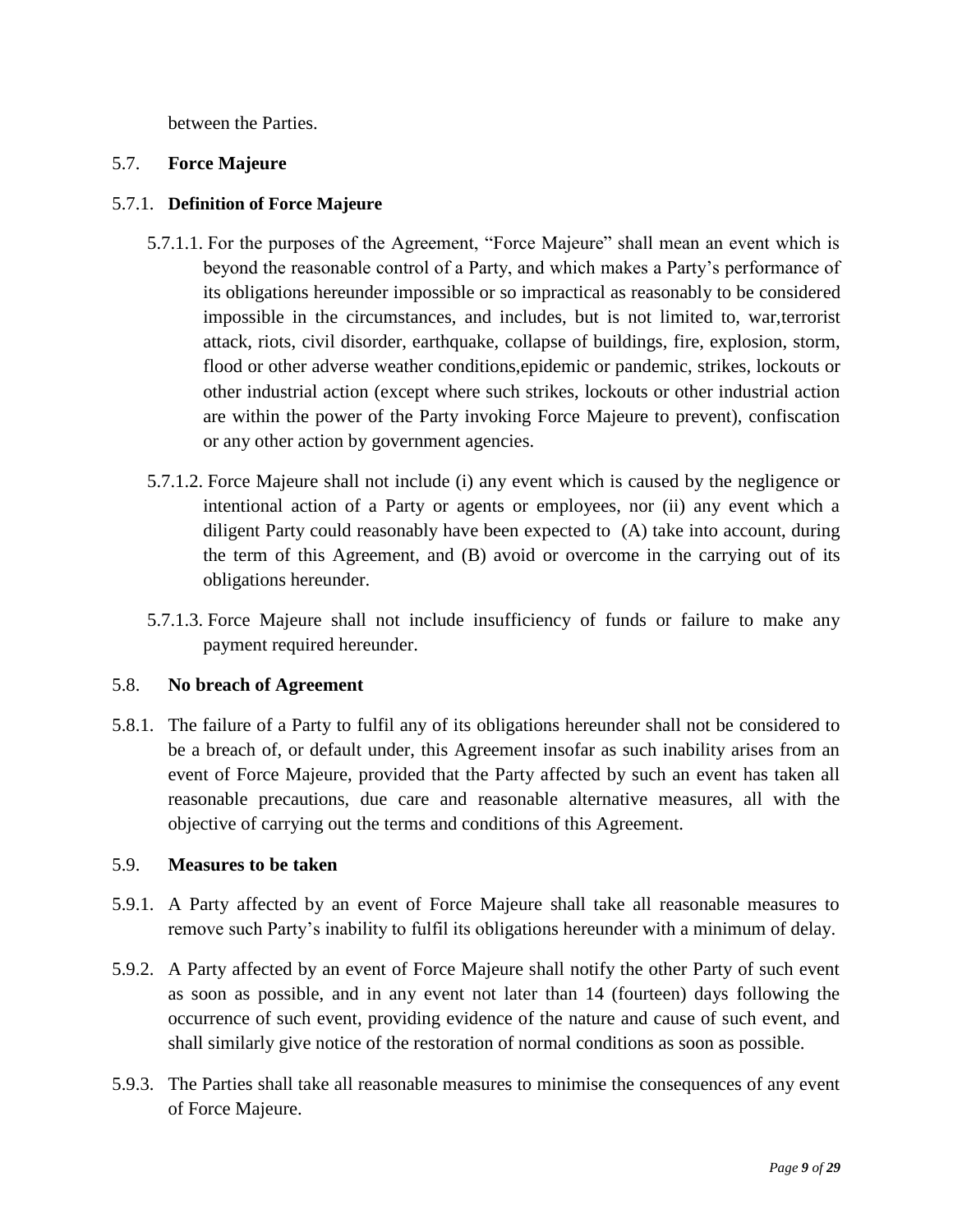between the Parties.

## 5.7. Force Majeure

### 5.7.1. Definition of Force Majeure

5.7.1.1. For the purposes of the Agreement, “Force Majeure” shall mean an event which is beyond the reasonable control of a Party, and which makes a Party’s performance of its obligations hereunder impossible or so impractical as reasonably to be considered impossible in the circumstances, and includes, but is not limited to, war,terrorist attack, riots, civil disorder, earthquake, collapse of buildings, fire, explosion, storm, flood or other adverse weather conditions,epidemic or pandemic, strikes, lockouts or other industrial action (except where such strikes, lockouts or other industrial action are within the power of the Party invoking Force Majeure to prevent), confiscation or any other action by government agencies.

5.7.1.2. Force Majeure shall not include (i) any event which is caused by the negligence or intentional action of a Party or agents or employees, nor (ii) any event which a diligent Party could reasonably have been expected to (A) take into account, during the term of this Agreement, and (B) avoid or overcome in the carrying out of its obligations hereunder.

5.7.1.3. Force Majeure shall not include insufficiency of funds or failure to make any payment required hereunder.

## 5.8. No breach of Agreement

5.8.1. The failure of a Party to fulfil any of its obligations hereunder shall not be considered to be a breach of, or default under, this Agreement insofar as such inability arises from an event of Force Majeure, provided that the Party affected by such an event has taken all reasonable precautions, due care and reasonable alternative measures, all with the objective of carrying out the terms and conditions of this Agreement.

## 5.9. Measures to be taken

5.9.1. A Party affected by an event of Force Majeure shall take all reasonable measures to remove such Party’s inability to fulfil its obligations hereunder with a minimum of delay.

5.9.2. A Party affected by an event of Force Majeure shall notify the other Party of such event as soon as possible, and in any event not later than 14 (fourteen) days following the occurrence of such event, providing evidence of the nature and cause of such event, and shall similarly give notice of the restoration of normal conditions as soon as possible.

5.9.3. The Parties shall take all reasonable measures to minimise the consequences of any event of Force Majeure.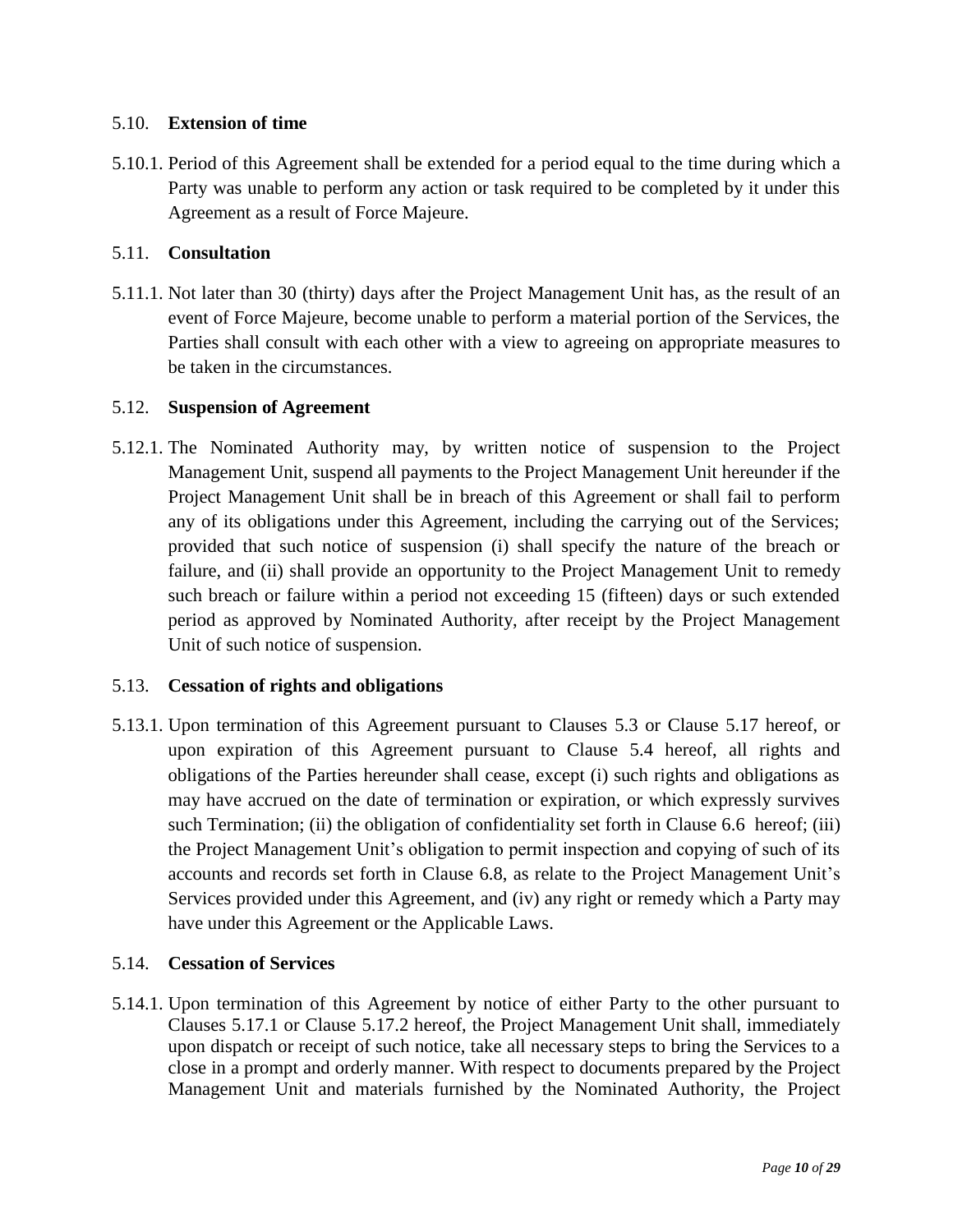### 5.10. **Extension of time**

5.10.1. Period of this Agreement shall be extended for a period equal to the time during which a Party was unable to perform any action or task required to be completed by it under this Agreement as a result of Force Majeure.

### 5.11. **Consultation**

5.11.1. Not later than 30 (thirty) days after the Project Management Unit has, as the result of an event of Force Majeure, become unable to perform a material portion of the Services, the Parties shall consult with each other with a view to agreeing on appropriate measures to be taken in the circumstances.

### 5.12. **Suspension of Agreement**

5.12.1. The Nominated Authority may, by written notice of suspension to the Project Management Unit, suspend all payments to the Project Management Unit hereunder if the Project Management Unit shall be in breach of this Agreement or shall fail to perform any of its obligations under this Agreement, including the carrying out of the Services; provided that such notice of suspension (i) shall specify the nature of the breach or failure, and (ii) shall provide an opportunity to the Project Management Unit to remedy such breach or failure within a period not exceeding 15 (fifteen) days or such extended period as approved by Nominated Authority, after receipt by the Project Management Unit of such notice of suspension.

### 5.13. **Cessation of rights and obligations**

5.13.1. Upon termination of this Agreement pursuant to Clauses 5.3 or Clause 5.17 hereof, or upon expiration of this Agreement pursuant to Clause 5.4 hereof, all rights and obligations of the Parties hereunder shall cease, except (i) such rights and obligations as may have accrued on the date of termination or expiration, or which expressly survives such Termination; (ii) the obligation of confidentiality set forth in Clause 6.6 hereof; (iii) the Project Management Unit's obligation to permit inspection and copying of such of its accounts and records set forth in Clause 6.8, as relate to the Project Management Unit's Services provided under this Agreement, and (iv) any right or remedy which a Party may have under this Agreement or the Applicable Laws.

### 5.14. **Cessation of Services**

5.14.1. Upon termination of this Agreement by notice of either Party to the other pursuant to Clauses 5.17.1 or Clause 5.17.2 hereof, the Project Management Unit shall, immediately upon dispatch or receipt of such notice, take all necessary steps to bring the Services to a close in a prompt and orderly manner. With respect to documents prepared by the Project Management Unit and materials furnished by the Nominated Authority, the Project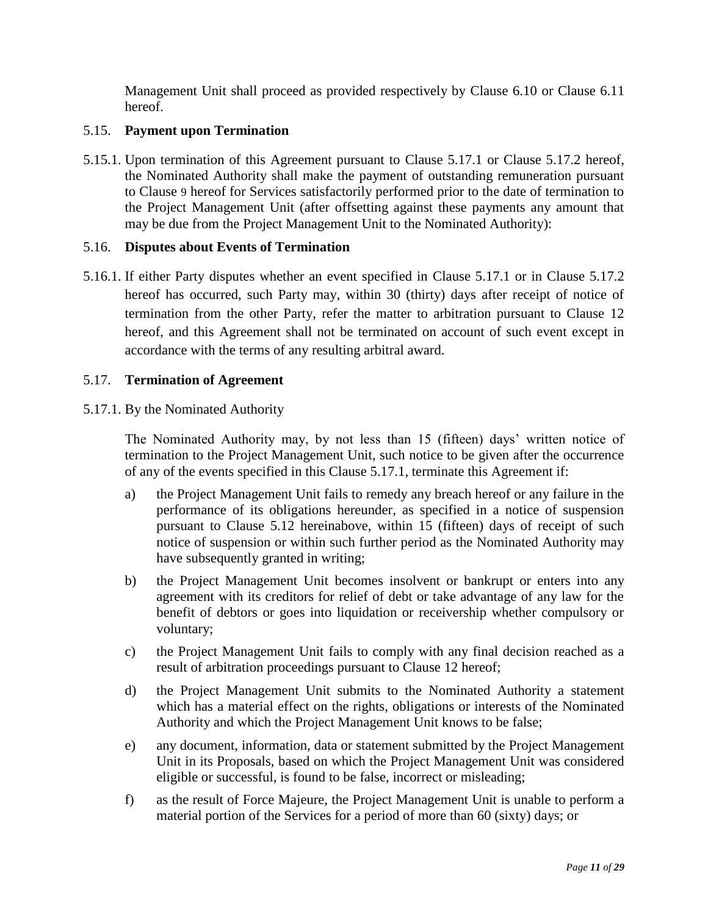Management Unit shall proceed as provided respectively by Clause 6.10 or Clause 6.11 hereof.

### 5.15. **Payment upon Termination**

5.15.1. Upon termination of this Agreement pursuant to Clause 5.17.1 or Clause 5.17.2 hereof, the Nominated Authority shall make the payment of outstanding remuneration pursuant to Clause 9 hereof for Services satisfactorily performed prior to the date of termination to the Project Management Unit (after offsetting against these payments any amount that may be due from the Project Management Unit to the Nominated Authority):

### 5.16. **Disputes about Events of Termination**

5.16.1. If either Party disputes whether an event specified in Clause 5.17.1 or in Clause 5.17.2 hereof has occurred, such Party may, within 30 (thirty) days after receipt of notice of termination from the other Party, refer the matter to arbitration pursuant to Clause 12 hereof, and this Agreement shall not be terminated on account of such event except in accordance with the terms of any resulting arbitral award.

### 5.17. **Termination of Agreement**

5.17.1. By the Nominated Authority

The Nominated Authority may, by not less than 15 (fifteen) days' written notice of termination to the Project Management Unit, such notice to be given after the occurrence of any of the events specified in this Clause 5.17.1, terminate this Agreement if:

a) the Project Management Unit fails to remedy any breach hereof or any failure in the performance of its obligations hereunder, as specified in a notice of suspension pursuant to Clause 5.12 hereinabove, within 15 (fifteen) days of receipt of such notice of suspension or within such further period as the Nominated Authority may have subsequently granted in writing;

b) the Project Management Unit becomes insolvent or bankrupt or enters into any agreement with its creditors for relief of debt or take advantage of any law for the benefit of debtors or goes into liquidation or receivership whether compulsory or voluntary;

c) the Project Management Unit fails to comply with any final decision reached as a result of arbitration proceedings pursuant to Clause 12 hereof;

d) the Project Management Unit submits to the Nominated Authority a statement which has a material effect on the rights, obligations or interests of the Nominated Authority and which the Project Management Unit knows to be false;

e) any document, information, data or statement submitted by the Project Management Unit in its Proposals, based on which the Project Management Unit was considered eligible or successful, is found to be false, incorrect or misleading;

f) as the result of Force Majeure, the Project Management Unit is unable to perform a material portion of the Services for a period of more than 60 (sixty) days; or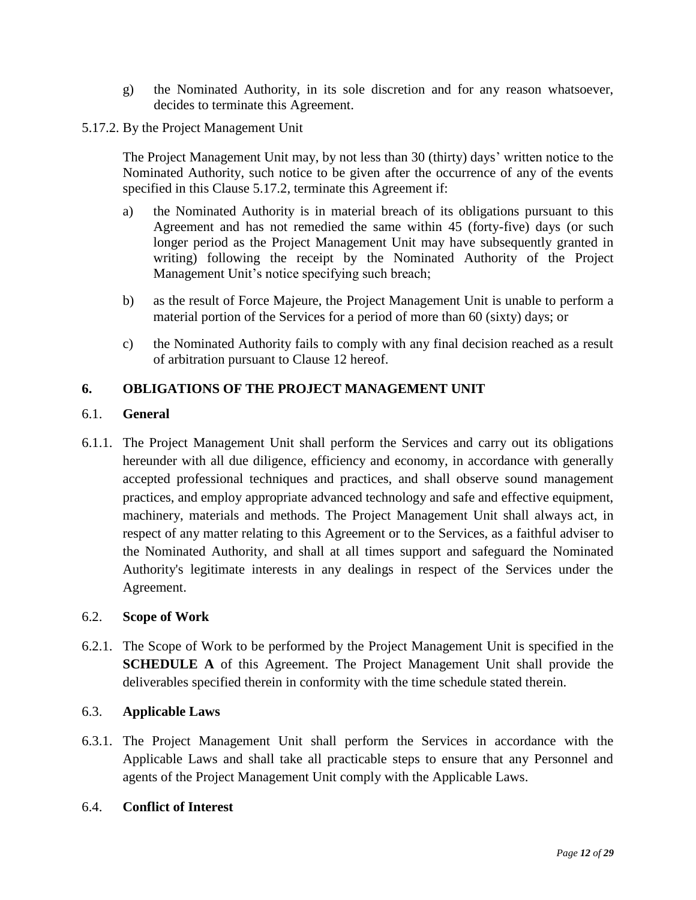g) the Nominated Authority, in its sole discretion and for any reason whatsoever, decides to terminate this Agreement.

5.17.2. By the Project Management Unit

The Project Management Unit may, by not less than 30 (thirty) days' written notice to the Nominated Authority, such notice to be given after the occurrence of any of the events specified in this Clause 5.17.2, terminate this Agreement if:

a) the Nominated Authority is in material breach of its obligations pursuant to this Agreement and has not remedied the same within 45 (forty-five) days (or such longer period as the Project Management Unit may have subsequently granted in writing) following the receipt by the Nominated Authority of the Project Management Unit's notice specifying such breach;

b) as the result of Force Majeure, the Project Management Unit is unable to perform a material portion of the Services for a period of more than 60 (sixty) days; or

c) the Nominated Authority fails to comply with any final decision reached as a result of arbitration pursuant to Clause 12 hereof.

## 6. OBLIGATIONS OF THE PROJECT MANAGEMENT UNIT

### 6.1. General

6.1.1. The Project Management Unit shall perform the Services and carry out its obligations hereunder with all due diligence, efficiency and economy, in accordance with generally accepted professional techniques and practices, and shall observe sound management practices, and employ appropriate advanced technology and safe and effective equipment, machinery, materials and methods. The Project Management Unit shall always act, in respect of any matter relating to this Agreement or to the Services, as a faithful adviser to the Nominated Authority, and shall at all times support and safeguard the Nominated Authority's legitimate interests in any dealings in respect of the Services under the Agreement.

### 6.2. Scope of Work

6.2.1. The Scope of Work to be performed by the Project Management Unit is specified in the **SCHEDULE A** of this Agreement. The Project Management Unit shall provide the deliverables specified therein in conformity with the time schedule stated therein.

### 6.3. Applicable Laws

6.3.1. The Project Management Unit shall perform the Services in accordance with the Applicable Laws and shall take all practicable steps to ensure that any Personnel and agents of the Project Management Unit comply with the Applicable Laws.

### 6.4. Conflict of Interest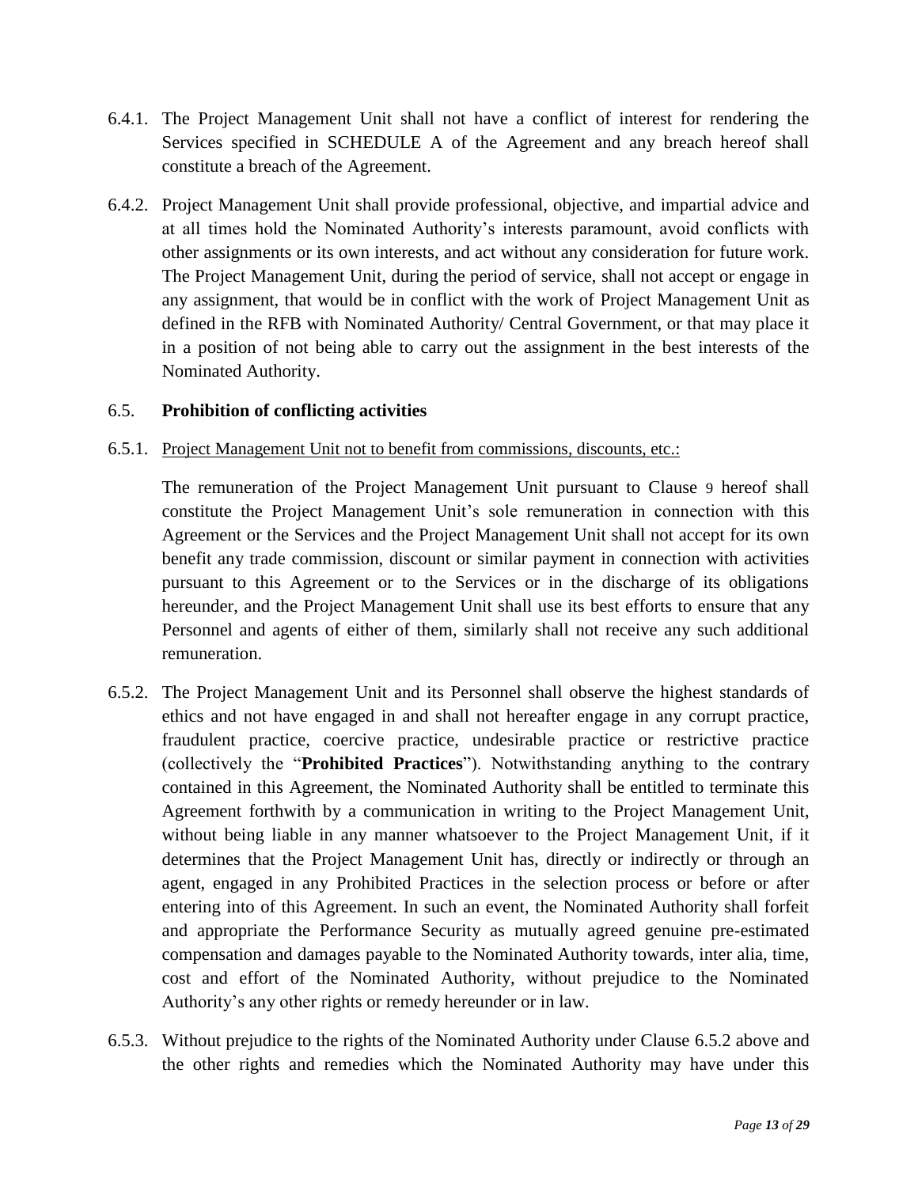6.4.1. The Project Management Unit shall not have a conflict of interest for rendering the Services specified in SCHEDULE A of the Agreement and any breach hereof shall constitute a breach of the Agreement.

6.4.2. Project Management Unit shall provide professional, objective, and impartial advice and at all times hold the Nominated Authority's interests paramount, avoid conflicts with other assignments or its own interests, and act without any consideration for future work. The Project Management Unit, during the period of service, shall not accept or engage in any assignment, that would be in conflict with the work of Project Management Unit as defined in the RFB with Nominated Authority/ Central Government, or that may place it in a position of not being able to carry out the assignment in the best interests of the Nominated Authority.

### 6.5. **Prohibition of conflicting activities**

6.5.1. <u>Project Management Unit not to benefit from commissions, discounts, etc.:</u>

The remuneration of the Project Management Unit pursuant to Clause 9 hereof shall constitute the Project Management Unit's sole remuneration in connection with this Agreement or the Services and the Project Management Unit shall not accept for its own benefit any trade commission, discount or similar payment in connection with activities pursuant to this Agreement or to the Services or in the discharge of its obligations hereunder, and the Project Management Unit shall use its best efforts to ensure that any Personnel and agents of either of them, similarly shall not receive any such additional remuneration.

6.5.2. The Project Management Unit and its Personnel shall observe the highest standards of ethics and not have engaged in and shall not hereafter engage in any corrupt practice, fraudulent practice, coercive practice, undesirable practice or restrictive practice (collectively the "**Prohibited Practices**"). Notwithstanding anything to the contrary contained in this Agreement, the Nominated Authority shall be entitled to terminate this Agreement forthwith by a communication in writing to the Project Management Unit, without being liable in any manner whatsoever to the Project Management Unit, if it determines that the Project Management Unit has, directly or indirectly or through an agent, engaged in any Prohibited Practices in the selection process or before or after entering into of this Agreement. In such an event, the Nominated Authority shall forfeit and appropriate the Performance Security as mutually agreed genuine pre-estimated compensation and damages payable to the Nominated Authority towards, inter alia, time, cost and effort of the Nominated Authority, without prejudice to the Nominated Authority's any other rights or remedy hereunder or in law.

6.5.3. Without prejudice to the rights of the Nominated Authority under Clause 6.5.2 above and the other rights and remedies which the Nominated Authority may have under this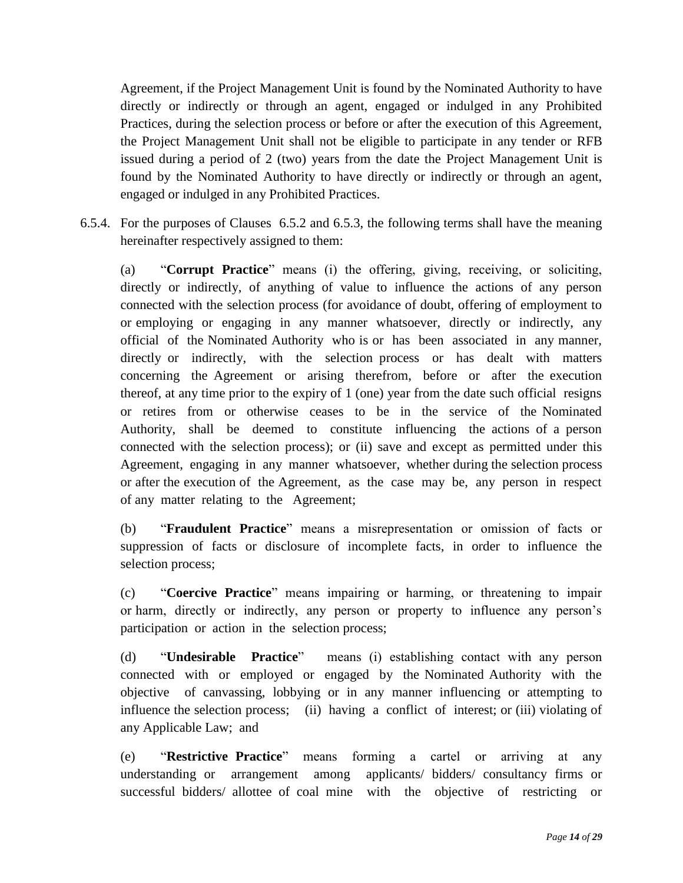Agreement, if the Project Management Unit is found by the Nominated Authority to have directly or indirectly or through an agent, engaged or indulged in any Prohibited Practices, during the selection process or before or after the execution of this Agreement, the Project Management Unit shall not be eligible to participate in any tender or RFB issued during a period of 2 (two) years from the date the Project Management Unit is found by the Nominated Authority to have directly or indirectly or through an agent, engaged or indulged in any Prohibited Practices.

6.5.4. For the purposes of Clauses 6.5.2 and 6.5.3, the following terms shall have the meaning hereinafter respectively assigned to them:

(a) "**Corrupt Practice**" means (i) the offering, giving, receiving, or soliciting, directly or indirectly, of anything of value to influence the actions of any person connected with the selection process (for avoidance of doubt, offering of employment to or employing or engaging in any manner whatsoever, directly or indirectly, any official of the Nominated Authority who is or has been associated in any manner, directly or indirectly, with the selection process or has dealt with matters concerning the Agreement or arising therefrom, before or after the execution thereof, at any time prior to the expiry of 1 (one) year from the date such official resigns or retires from or otherwise ceases to be in the service of the Nominated Authority, shall be deemed to constitute influencing the actions of a person connected with the selection process); or (ii) save and except as permitted under this Agreement, engaging in any manner whatsoever, whether during the selection process or after the execution of the Agreement, as the case may be, any person in respect of any matter relating to the Agreement;

(b) "**Fraudulent Practice**" means a misrepresentation or omission of facts or suppression of facts or disclosure of incomplete facts, in order to influence the selection process;

(c) "**Coercive Practice**" means impairing or harming, or threatening to impair or harm, directly or indirectly, any person or property to influence any person's participation or action in the selection process;

(d) "**Undesirable Practice**" means (i) establishing contact with any person connected with or employed or engaged by the Nominated Authority with the objective of canvassing, lobbying or in any manner influencing or attempting to influence the selection process; (ii) having a conflict of interest; or (iii) violating of any Applicable Law; and

(e) "**Restrictive Practice**" means forming a cartel or arriving at any understanding or arrangement among applicants/ bidders/ consultancy firms or successful bidders/ allottee of coal mine with the objective of restricting or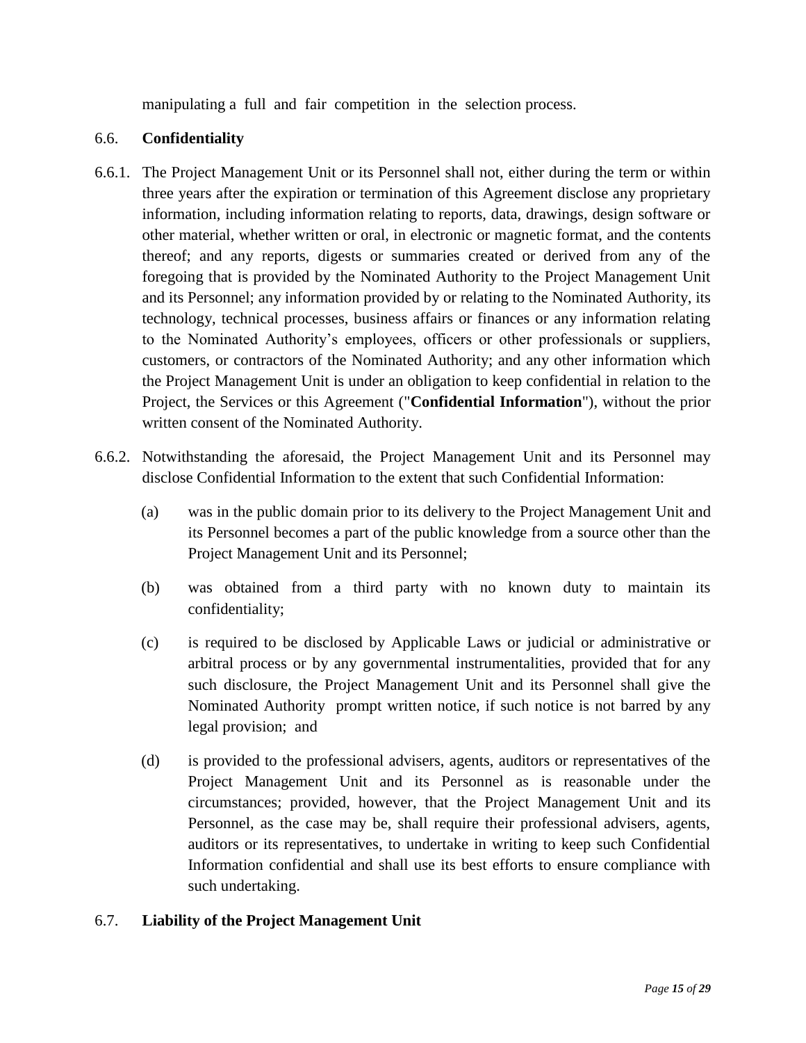manipulating a full and fair competition in the selection process.

### 6.6. **Confidentiality**

6.6.1. The Project Management Unit or its Personnel shall not, either during the term or within three years after the expiration or termination of this Agreement disclose any proprietary information, including information relating to reports, data, drawings, design software or other material, whether written or oral, in electronic or magnetic format, and the contents thereof; and any reports, digests or summaries created or derived from any of the foregoing that is provided by the Nominated Authority to the Project Management Unit and its Personnel; any information provided by or relating to the Nominated Authority, its technology, technical processes, business affairs or finances or any information relating to the Nominated Authority's employees, officers or other professionals or suppliers, customers, or contractors of the Nominated Authority; and any other information which the Project Management Unit is under an obligation to keep confidential in relation to the Project, the Services or this Agreement ("**Confidential Information**"), without the prior written consent of the Nominated Authority.

6.6.2. Notwithstanding the aforesaid, the Project Management Unit and its Personnel may disclose Confidential Information to the extent that such Confidential Information:

(a) was in the public domain prior to its delivery to the Project Management Unit and its Personnel becomes a part of the public knowledge from a source other than the Project Management Unit and its Personnel;

(b) was obtained from a third party with no known duty to maintain its confidentiality;

(c) is required to be disclosed by Applicable Laws or judicial or administrative or arbitral process or by any governmental instrumentalities, provided that for any such disclosure, the Project Management Unit and its Personnel shall give the Nominated Authority prompt written notice, if such notice is not barred by any legal provision; and

(d) is provided to the professional advisers, agents, auditors or representatives of the Project Management Unit and its Personnel as is reasonable under the circumstances; provided, however, that the Project Management Unit and its Personnel, as the case may be, shall require their professional advisers, agents, auditors or its representatives, to undertake in writing to keep such Confidential Information confidential and shall use its best efforts to ensure compliance with such undertaking.

### 6.7. **Liability of the Project Management Unit**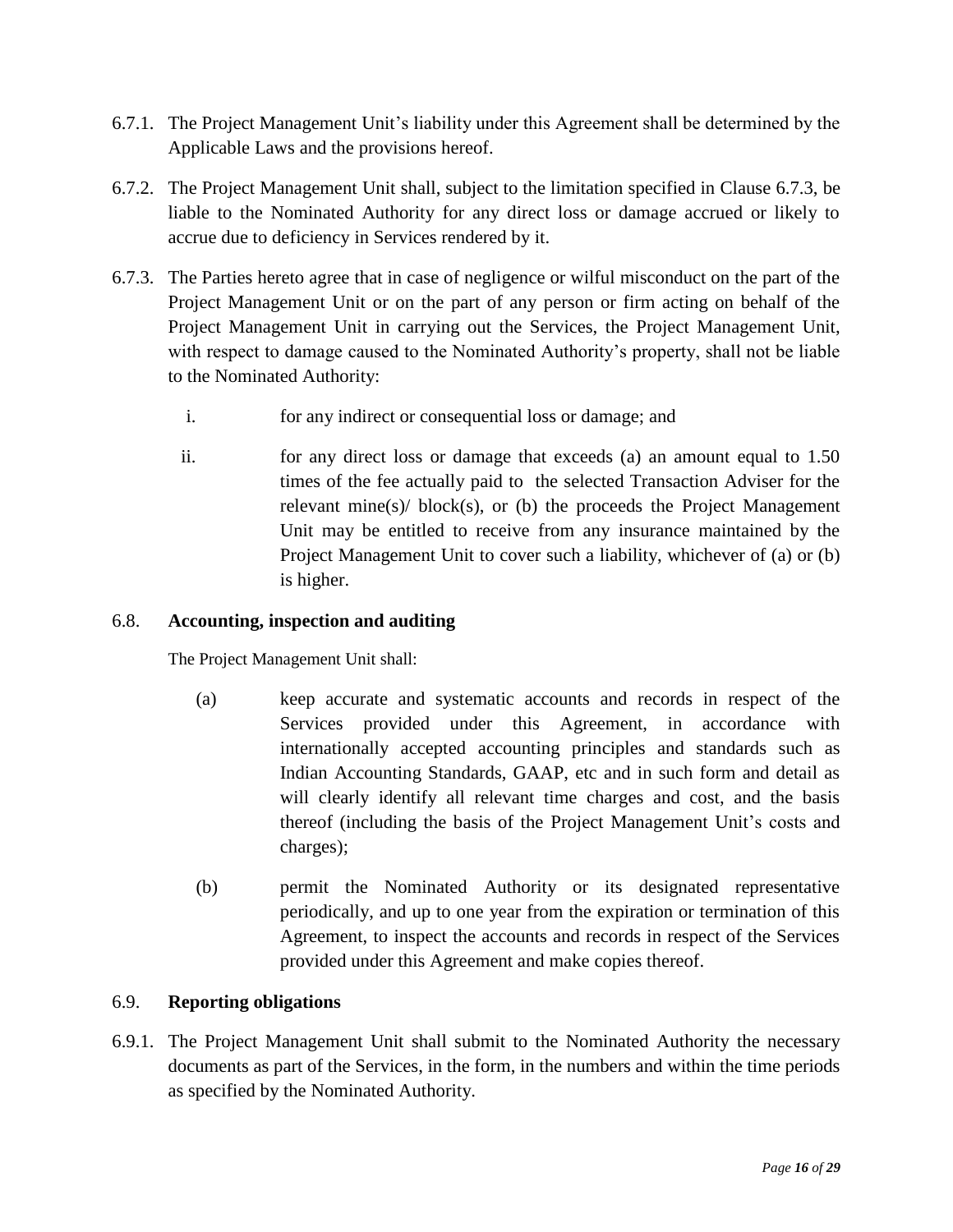6.7.1. The Project Management Unit's liability under this Agreement shall be determined by the Applicable Laws and the provisions hereof.

6.7.2. The Project Management Unit shall, subject to the limitation specified in Clause 6.7.3, be liable to the Nominated Authority for any direct loss or damage accrued or likely to accrue due to deficiency in Services rendered by it.

6.7.3. The Parties hereto agree that in case of negligence or wilful misconduct on the part of the Project Management Unit or on the part of any person or firm acting on behalf of the Project Management Unit in carrying out the Services, the Project Management Unit, with respect to damage caused to the Nominated Authority's property, shall not be liable to the Nominated Authority:

i. for any indirect or consequential loss or damage; and

ii. for any direct loss or damage that exceeds (a) an amount equal to 1.50 times of the fee actually paid to the selected Transaction Adviser for the relevant mine(s)/ block(s), or (b) the proceeds the Project Management Unit may be entitled to receive from any insurance maintained by the Project Management Unit to cover such a liability, whichever of (a) or (b) is higher.

### 6.8. **Accounting, inspection and auditing**

The Project Management Unit shall:

(a) keep accurate and systematic accounts and records in respect of the Services provided under this Agreement, in accordance with internationally accepted accounting principles and standards such as Indian Accounting Standards, GAAP, etc and in such form and detail as will clearly identify all relevant time charges and cost, and the basis thereof (including the basis of the Project Management Unit's costs and charges);

(b) permit the Nominated Authority or its designated representative periodically, and up to one year from the expiration or termination of this Agreement, to inspect the accounts and records in respect of the Services provided under this Agreement and make copies thereof.

### 6.9. **Reporting obligations**

6.9.1. The Project Management Unit shall submit to the Nominated Authority the necessary documents as part of the Services, in the form, in the numbers and within the time periods as specified by the Nominated Authority.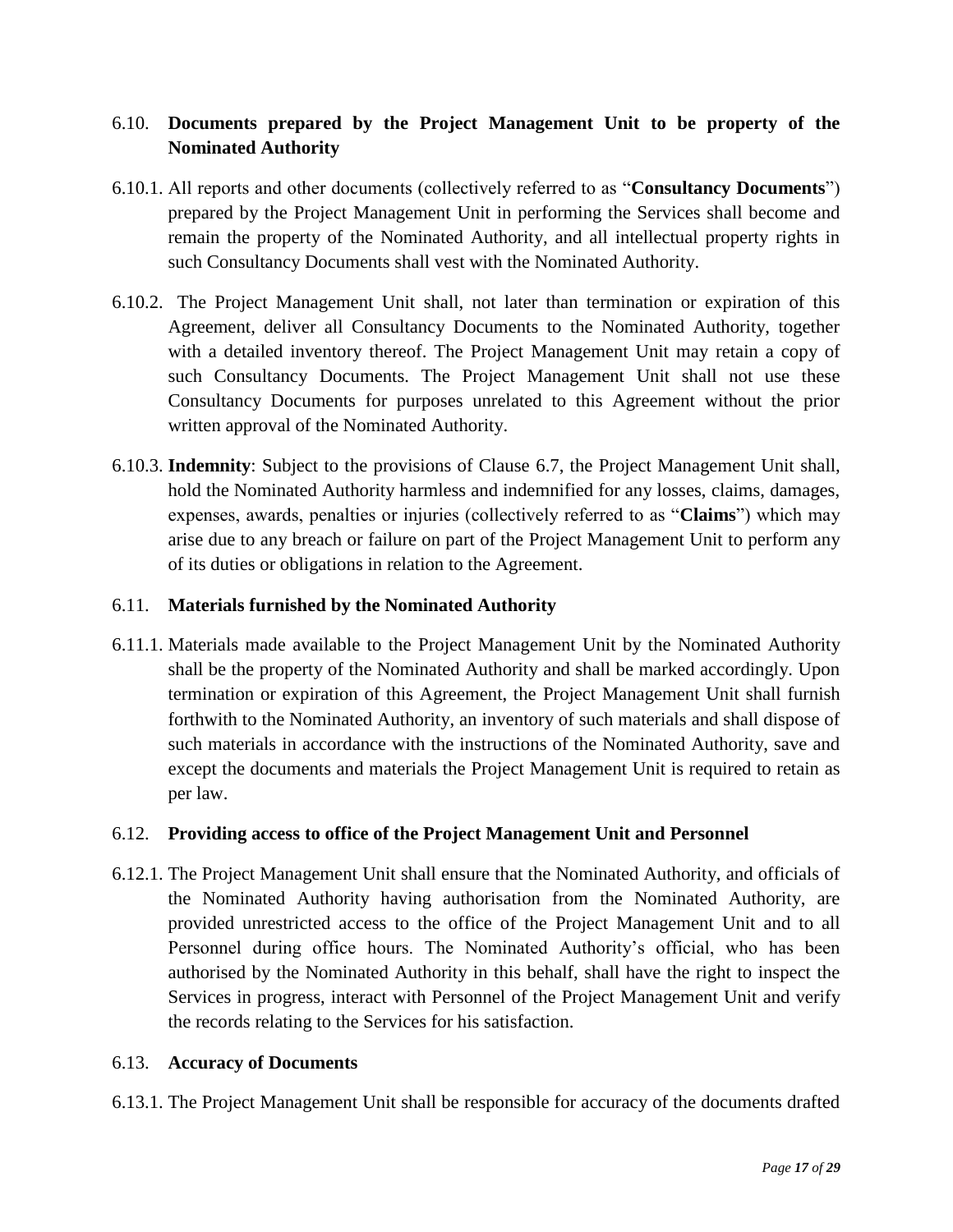### 6.10. **Documents prepared by the Project Management Unit to be property of the Nominated Authority**

6.10.1. All reports and other documents (collectively referred to as "**Consultancy Documents**") prepared by the Project Management Unit in performing the Services shall become and remain the property of the Nominated Authority, and all intellectual property rights in such Consultancy Documents shall vest with the Nominated Authority.

6.10.2. The Project Management Unit shall, not later than termination or expiration of this Agreement, deliver all Consultancy Documents to the Nominated Authority, together with a detailed inventory thereof. The Project Management Unit may retain a copy of such Consultancy Documents. The Project Management Unit shall not use these Consultancy Documents for purposes unrelated to this Agreement without the prior written approval of the Nominated Authority.

6.10.3. **Indemnity**: Subject to the provisions of Clause 6.7, the Project Management Unit shall, hold the Nominated Authority harmless and indemnified for any losses, claims, damages, expenses, awards, penalties or injuries (collectively referred to as "**Claims**") which may arise due to any breach or failure on part of the Project Management Unit to perform any of its duties or obligations in relation to the Agreement.

### 6.11. **Materials furnished by the Nominated Authority**

6.11.1. Materials made available to the Project Management Unit by the Nominated Authority shall be the property of the Nominated Authority and shall be marked accordingly. Upon termination or expiration of this Agreement, the Project Management Unit shall furnish forthwith to the Nominated Authority, an inventory of such materials and shall dispose of such materials in accordance with the instructions of the Nominated Authority, save and except the documents and materials the Project Management Unit is required to retain as per law.

### 6.12. **Providing access to office of the Project Management Unit and Personnel**

6.12.1. The Project Management Unit shall ensure that the Nominated Authority, and officials of the Nominated Authority having authorisation from the Nominated Authority, are provided unrestricted access to the office of the Project Management Unit and to all Personnel during office hours. The Nominated Authority's official, who has been authorised by the Nominated Authority in this behalf, shall have the right to inspect the Services in progress, interact with Personnel of the Project Management Unit and verify the records relating to the Services for his satisfaction.

### 6.13. **Accuracy of Documents**

6.13.1. The Project Management Unit shall be responsible for accuracy of the documents drafted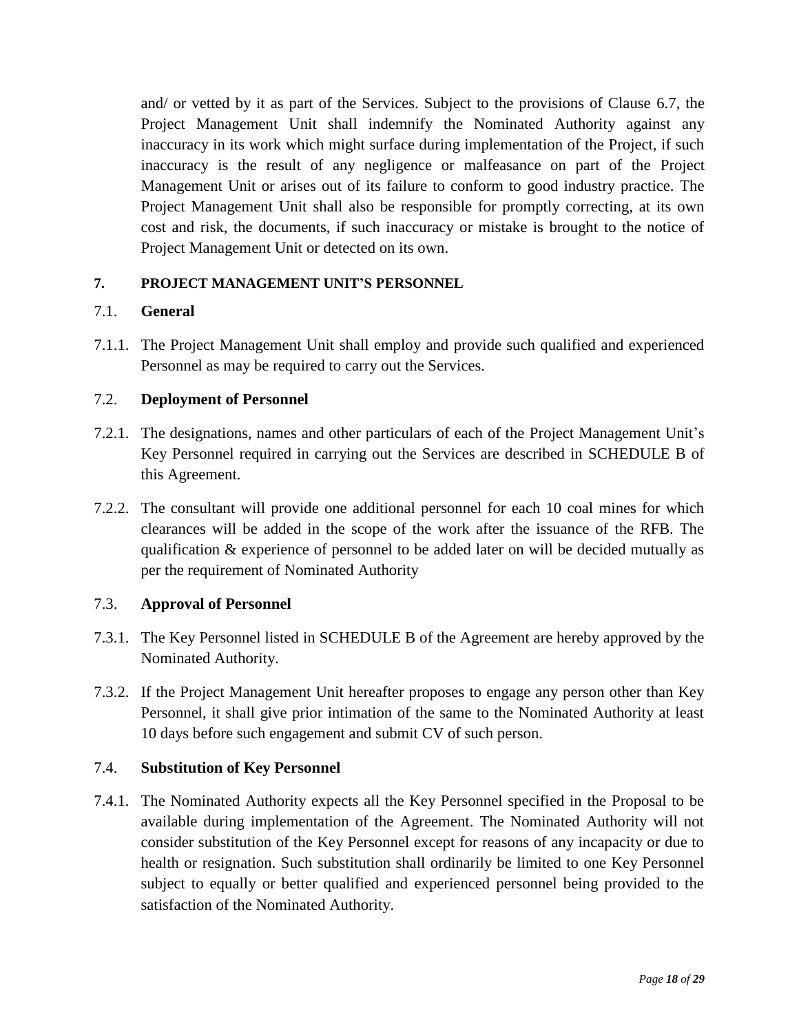and/ or vetted by it as part of the Services. Subject to the provisions of Clause 6.7, the Project Management Unit shall indemnify the Nominated Authority against any inaccuracy in its work which might surface during implementation of the Project, if such inaccuracy is the result of any negligence or malfeasance on part of the Project Management Unit or arises out of its failure to conform to good industry practice. The Project Management Unit shall also be responsible for promptly correcting, at its own cost and risk, the documents, if such inaccuracy or mistake is brought to the notice of Project Management Unit or detected on its own.

## 7. PROJECT MANAGEMENT UNIT'S PERSONNEL

### 7.1. General

7.1.1. The Project Management Unit shall employ and provide such qualified and experienced Personnel as may be required to carry out the Services.

### 7.2. Deployment of Personnel

7.2.1. The designations, names and other particulars of each of the Project Management Unit's Key Personnel required in carrying out the Services are described in SCHEDULE B of this Agreement.

7.2.2. The consultant will provide one additional personnel for each 10 coal mines for which clearances will be added in the scope of the work after the issuance of the RFB. The qualification & experience of personnel to be added later on will be decided mutually as per the requirement of Nominated Authority

### 7.3. Approval of Personnel

7.3.1. The Key Personnel listed in SCHEDULE B of the Agreement are hereby approved by the Nominated Authority.

7.3.2. If the Project Management Unit hereafter proposes to engage any person other than Key Personnel, it shall give prior intimation of the same to the Nominated Authority at least 10 days before such engagement and submit CV of such person.

### 7.4. Substitution of Key Personnel

7.4.1. The Nominated Authority expects all the Key Personnel specified in the Proposal to be available during implementation of the Agreement. The Nominated Authority will not consider substitution of the Key Personnel except for reasons of any incapacity or due to health or resignation. Such substitution shall ordinarily be limited to one Key Personnel subject to equally or better qualified and experienced personnel being provided to the satisfaction of the Nominated Authority.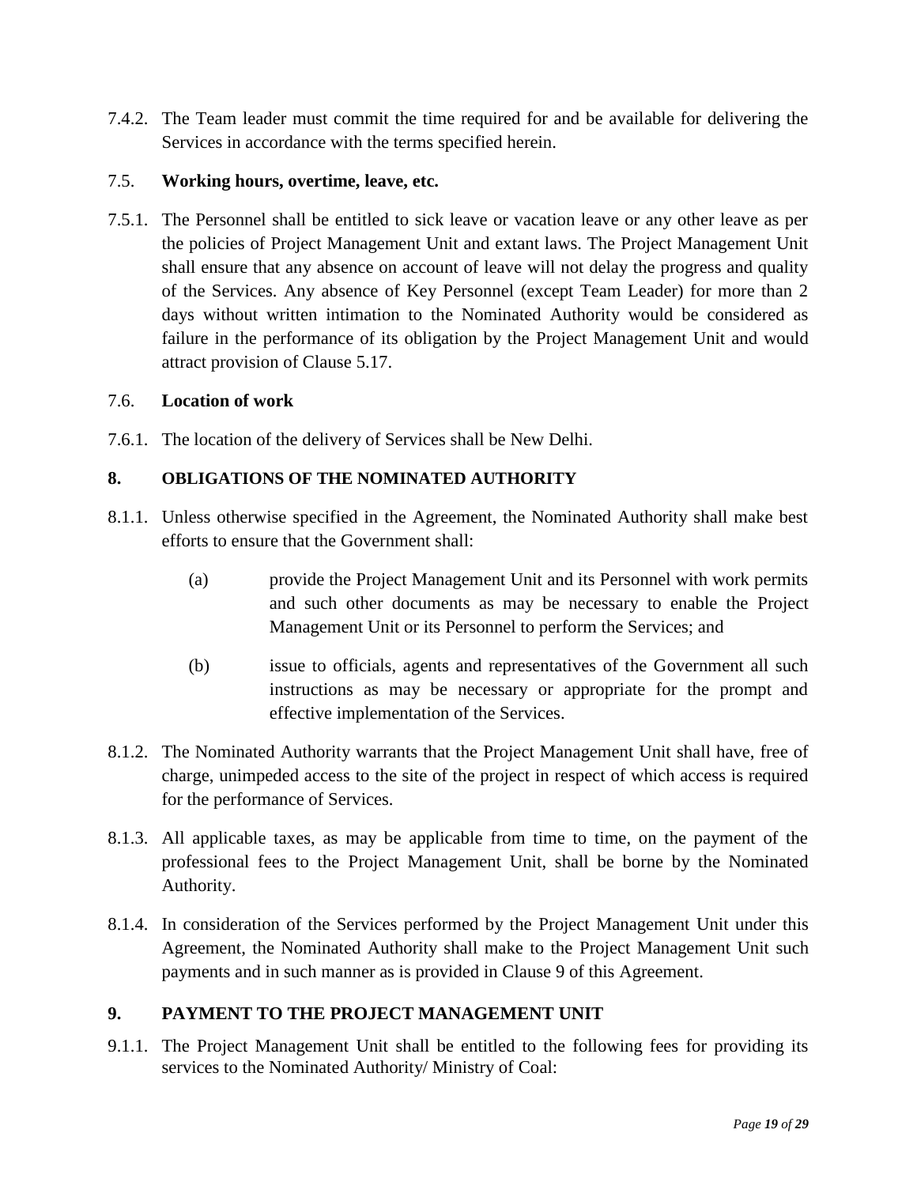7.4.2. The Team leader must commit the time required for and be available for delivering the Services in accordance with the terms specified herein.

7.5. **Working hours, overtime, leave, etc.**

7.5.1. The Personnel shall be entitled to sick leave or vacation leave or any other leave as per the policies of Project Management Unit and extant laws. The Project Management Unit shall ensure that any absence on account of leave will not delay the progress and quality of the Services. Any absence of Key Personnel (except Team Leader) for more than 2 days without written intimation to the Nominated Authority would be considered as failure in the performance of its obligation by the Project Management Unit and would attract provision of Clause 5.17.

7.6. **Location of work**

7.6.1. The location of the delivery of Services shall be New Delhi.

## 8. OBLIGATIONS OF THE NOMINATED AUTHORITY

8.1.1. Unless otherwise specified in the Agreement, the Nominated Authority shall make best efforts to ensure that the Government shall:

(a) provide the Project Management Unit and its Personnel with work permits and such other documents as may be necessary to enable the Project Management Unit or its Personnel to perform the Services; and

(b) issue to officials, agents and representatives of the Government all such instructions as may be necessary or appropriate for the prompt and effective implementation of the Services.

8.1.2. The Nominated Authority warrants that the Project Management Unit shall have, free of charge, unimpeded access to the site of the project in respect of which access is required for the performance of Services.

8.1.3. All applicable taxes, as may be applicable from time to time, on the payment of the professional fees to the Project Management Unit, shall be borne by the Nominated Authority.

8.1.4. In consideration of the Services performed by the Project Management Unit under this Agreement, the Nominated Authority shall make to the Project Management Unit such payments and in such manner as is provided in Clause 9 of this Agreement.

## 9. PAYMENT TO THE PROJECT MANAGEMENT UNIT

9.1.1. The Project Management Unit shall be entitled to the following fees for providing its services to the Nominated Authority/ Ministry of Coal: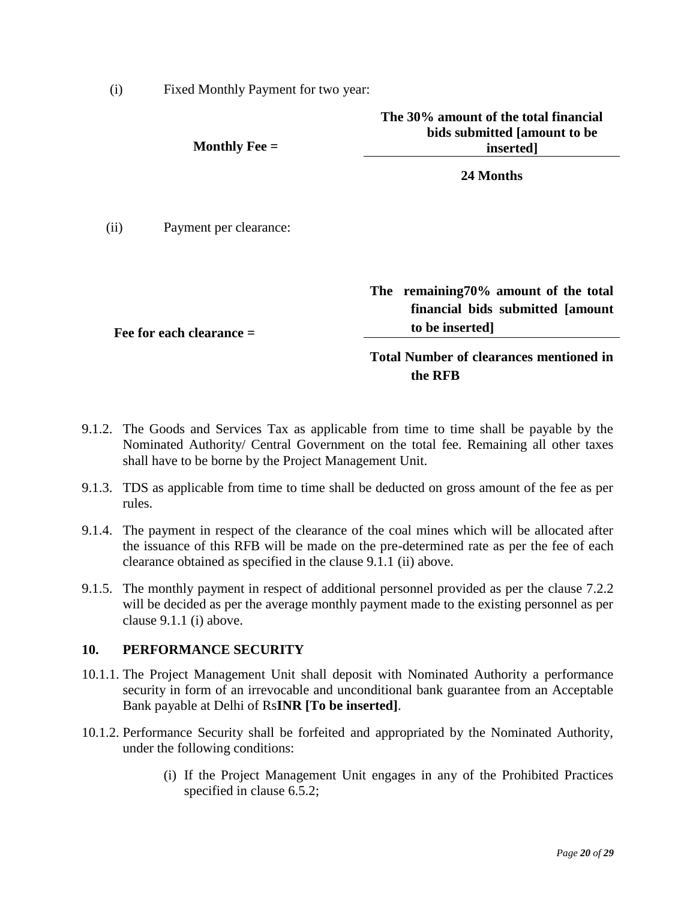(i) Fixed Monthly Payment for two year:

$$\textbf{Monthly Fee} = \frac{\textbf{The 30\% amount of the total financial bids submitted [amount to be inserted]}}{\textbf{24 Months}}$$

(ii) Payment per clearance:

$$\textbf{Fee for each clearance} = \frac{\textbf{The remaining70\% amount of the total financial bids submitted [amount to be inserted]}}{\textbf{Total Number of clearances mentioned in the RFB}}$$

9.1.2. The Goods and Services Tax as applicable from time to time shall be payable by the Nominated Authority/ Central Government on the total fee. Remaining all other taxes shall have to be borne by the Project Management Unit.

9.1.3. TDS as applicable from time to time shall be deducted on gross amount of the fee as per rules.

9.1.4. The payment in respect of the clearance of the coal mines which will be allocated after the issuance of this RFB will be made on the pre-determined rate as per the fee of each clearance obtained as specified in the clause 9.1.1 (ii) above.

9.1.5. The monthly payment in respect of additional personnel provided as per the clause 7.2.2 will be decided as per the average monthly payment made to the existing personnel as per clause 9.1.1 (i) above.

## 10. PERFORMANCE SECURITY

10.1.1. The Project Management Unit shall deposit with Nominated Authority a performance security in form of an irrevocable and unconditional bank guarantee from an Acceptable Bank payable at Delhi of Rs**INR [To be inserted]**.

10.1.2. Performance Security shall be forfeited and appropriated by the Nominated Authority, under the following conditions:

(i) If the Project Management Unit engages in any of the Prohibited Practices specified in clause 6.5.2;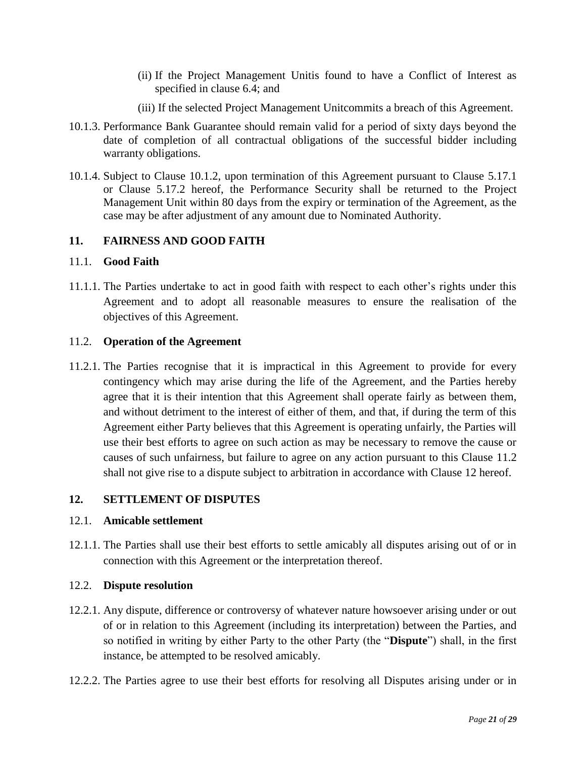(ii) If the Project Management Unitis found to have a Conflict of Interest as specified in clause 6.4; and

(iii) If the selected Project Management Unitcommits a breach of this Agreement.

10.1.3. Performance Bank Guarantee should remain valid for a period of sixty days beyond the date of completion of all contractual obligations of the successful bidder including warranty obligations.

10.1.4. Subject to Clause 10.1.2, upon termination of this Agreement pursuant to Clause 5.17.1 or Clause 5.17.2 hereof, the Performance Security shall be returned to the Project Management Unit within 80 days from the expiry or termination of the Agreement, as the case may be after adjustment of any amount due to Nominated Authority.

## 11. FAIRNESS AND GOOD FAITH

### 11.1. Good Faith

11.1.1. The Parties undertake to act in good faith with respect to each other's rights under this Agreement and to adopt all reasonable measures to ensure the realisation of the objectives of this Agreement.

### 11.2. Operation of the Agreement

11.2.1. The Parties recognise that it is impractical in this Agreement to provide for every contingency which may arise during the life of the Agreement, and the Parties hereby agree that it is their intention that this Agreement shall operate fairly as between them, and without detriment to the interest of either of them, and that, if during the term of this Agreement either Party believes that this Agreement is operating unfairly, the Parties will use their best efforts to agree on such action as may be necessary to remove the cause or causes of such unfairness, but failure to agree on any action pursuant to this Clause 11.2 shall not give rise to a dispute subject to arbitration in accordance with Clause 12 hereof.

## 12. SETTLEMENT OF DISPUTES

### 12.1. Amicable settlement

12.1.1. The Parties shall use their best efforts to settle amicably all disputes arising out of or in connection with this Agreement or the interpretation thereof.

### 12.2. Dispute resolution

12.2.1. Any dispute, difference or controversy of whatever nature howsoever arising under or out of or in relation to this Agreement (including its interpretation) between the Parties, and so notified in writing by either Party to the other Party (the "**Dispute**") shall, in the first instance, be attempted to be resolved amicably.

12.2.2. The Parties agree to use their best efforts for resolving all Disputes arising under or in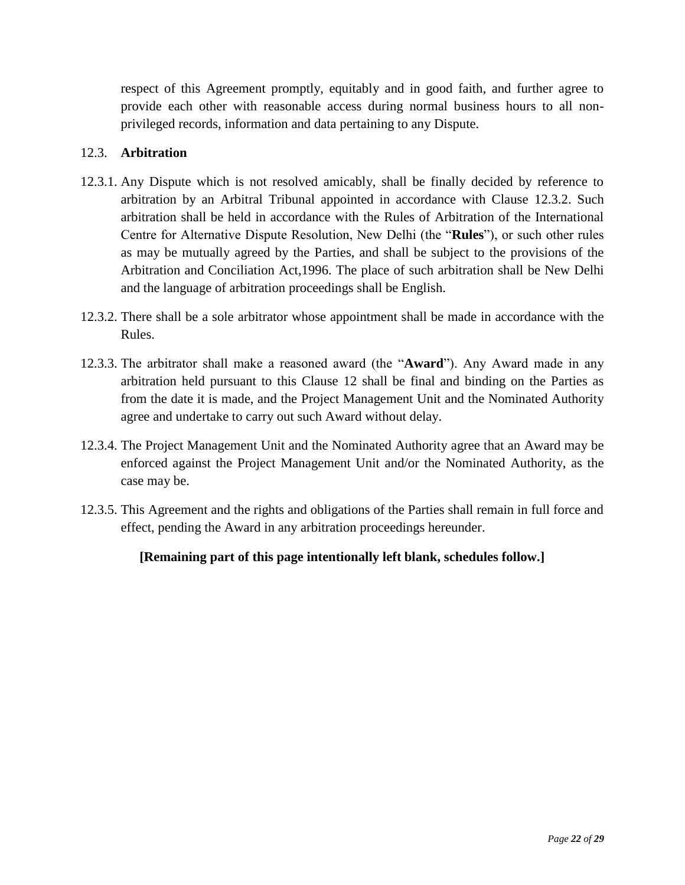respect of this Agreement promptly, equitably and in good faith, and further agree to provide each other with reasonable access during normal business hours to all non-privileged records, information and data pertaining to any Dispute.

12.3. **Arbitration**

12.3.1. Any Dispute which is not resolved amicably, shall be finally decided by reference to arbitration by an Arbitral Tribunal appointed in accordance with Clause 12.3.2. Such arbitration shall be held in accordance with the Rules of Arbitration of the International Centre for Alternative Dispute Resolution, New Delhi (the "**Rules**"), or such other rules as may be mutually agreed by the Parties, and shall be subject to the provisions of the Arbitration and Conciliation Act,1996. The place of such arbitration shall be New Delhi and the language of arbitration proceedings shall be English.

12.3.2. There shall be a sole arbitrator whose appointment shall be made in accordance with the Rules.

12.3.3. The arbitrator shall make a reasoned award (the "**Award**"). Any Award made in any arbitration held pursuant to this Clause 12 shall be final and binding on the Parties as from the date it is made, and the Project Management Unit and the Nominated Authority agree and undertake to carry out such Award without delay.

12.3.4. The Project Management Unit and the Nominated Authority agree that an Award may be enforced against the Project Management Unit and/or the Nominated Authority, as the case may be.

12.3.5. This Agreement and the rights and obligations of the Parties shall remain in full force and effect, pending the Award in any arbitration proceedings hereunder.

**[Remaining part of this page intentionally left blank, schedules follow.]**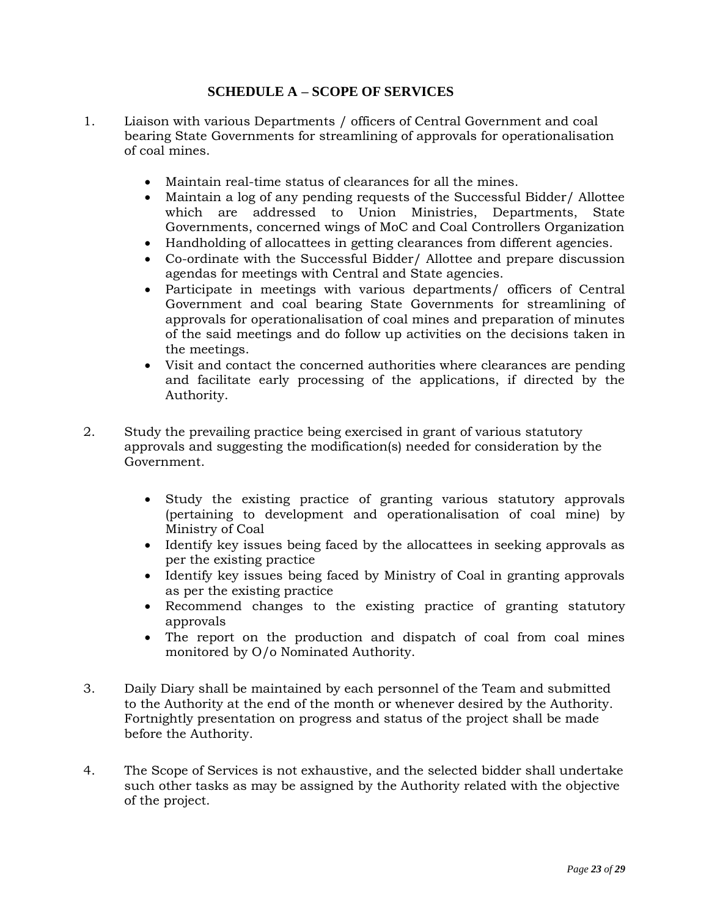## SCHEDULE A – SCOPE OF SERVICES

1. Liaison with various Departments / officers of Central Government and coal bearing State Governments for streamlining of approvals for operationalisation of coal mines.

   - Maintain real-time status of clearances for all the mines.
   - Maintain a log of any pending requests of the Successful Bidder/ Allottee which are addressed to Union Ministries, Departments, State Governments, concerned wings of MoC and Coal Controllers Organization
   - Handholding of allocattees in getting clearances from different agencies.
   - Co-ordinate with the Successful Bidder/ Allottee and prepare discussion agendas for meetings with Central and State agencies.
   - Participate in meetings with various departments/ officers of Central Government and coal bearing State Governments for streamlining of approvals for operationalisation of coal mines and preparation of minutes of the said meetings and do follow up activities on the decisions taken in the meetings.
   - Visit and contact the concerned authorities where clearances are pending and facilitate early processing of the applications, if directed by the Authority.

2. Study the prevailing practice being exercised in grant of various statutory approvals and suggesting the modification(s) needed for consideration by the Government.

   - Study the existing practice of granting various statutory approvals (pertaining to development and operationalisation of coal mine) by Ministry of Coal
   - Identify key issues being faced by the allocattees in seeking approvals as per the existing practice
   - Identify key issues being faced by Ministry of Coal in granting approvals as per the existing practice
   - Recommend changes to the existing practice of granting statutory approvals
   - The report on the production and dispatch of coal from coal mines monitored by O/o Nominated Authority.

3. Daily Diary shall be maintained by each personnel of the Team and submitted to the Authority at the end of the month or whenever desired by the Authority. Fortnightly presentation on progress and status of the project shall be made before the Authority.

4. The Scope of Services is not exhaustive, and the selected bidder shall undertake such other tasks as may be assigned by the Authority related with the objective of the project.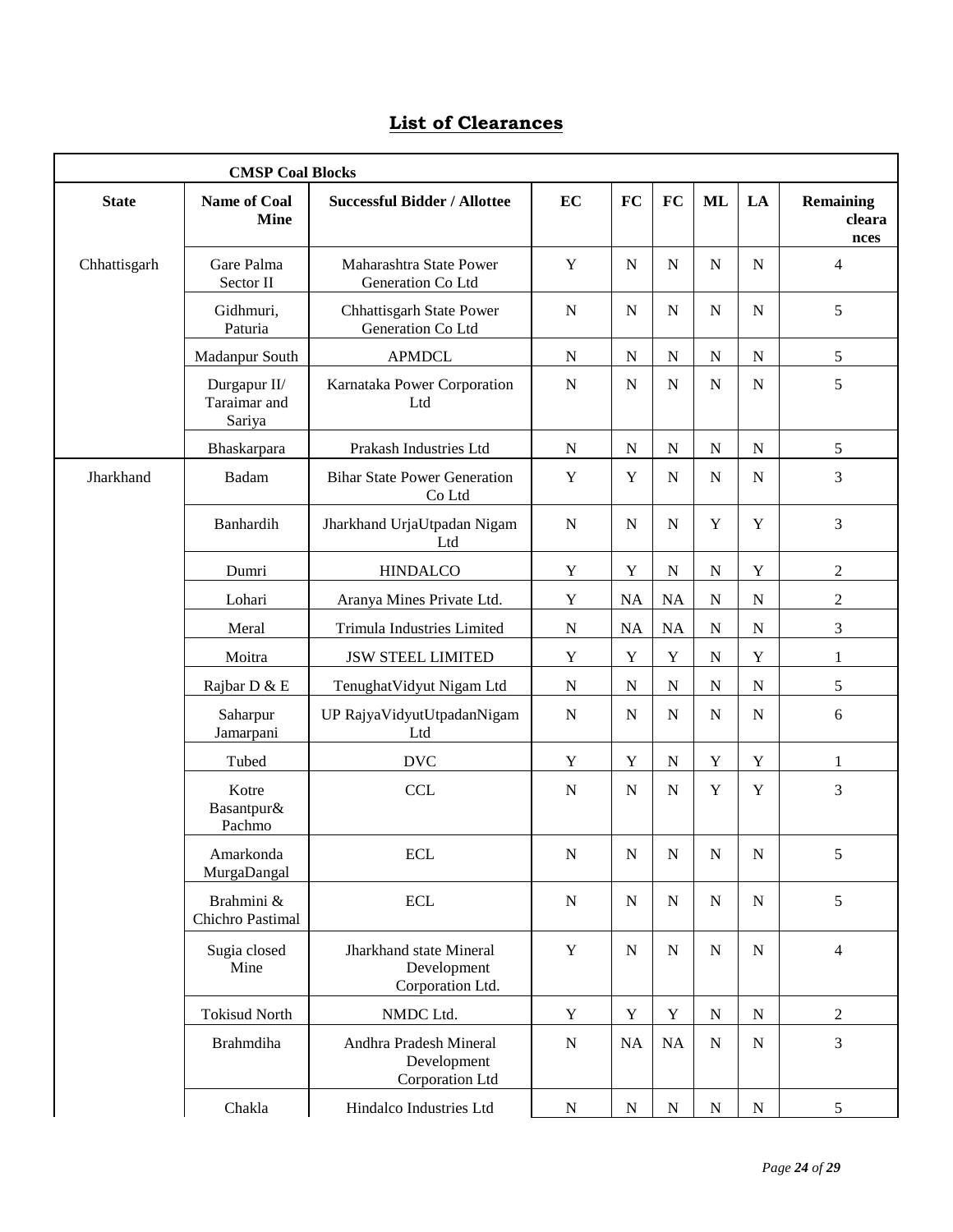## List of Clearances

| CMSP Coal Blocks | | | | | | | | |
|---|---|---|---|---|---|---|---|---|
| **State** | **Name of Coal Mine** | **Successful Bidder / Allottee** | **EC** | **FC** | **FC** | **ML** | **LA** | **Remaining clearances** |
| Chhattisgarh | Gare Palma Sector II | Maharashtra State Power Generation Co Ltd | Y | N | N | N | N | 4 |
| | Gidhmuri, Paturia | Chhattisgarh State Power Generation Co Ltd | N | N | N | N | N | 5 |
| | Madanpur South | APMDCL | N | N | N | N | N | 5 |
| | Durgapur II/ Taraimar and Sariya | Karnataka Power Corporation Ltd | N | N | N | N | N | 5 |
| | Bhaskarpara | Prakash Industries Ltd | N | N | N | N | N | 5 |
| Jharkhand | Badam | Bihar State Power Generation Co Ltd | Y | Y | N | N | N | 3 |
| | Banhardih | Jharkhand UrjaUtpadan Nigam Ltd | N | N | N | Y | Y | 3 |
| | Dumri | HINDALCO | Y | Y | N | N | Y | 2 |
| | Lohari | Aranya Mines Private Ltd. | Y | NA | NA | N | N | 2 |
| | Meral | Trimula Industries Limited | N | NA | NA | N | N | 3 |
| | Moitra | JSW STEEL LIMITED | Y | Y | Y | N | Y | 1 |
| | Rajbar D & E | TenughatVidyut Nigam Ltd | N | N | N | N | N | 5 |
| | Saharpur Jamarpani | UP RajyaVidyutUtpadanNigam Ltd | N | N | N | N | N | 6 |
| | Tubed | DVC | Y | Y | N | Y | Y | 1 |
| | Kotre Basantpur& Pachmo | CCL | N | N | N | Y | Y | 3 |
| | Amarkonda MurgaDangal | ECL | N | N | N | N | N | 5 |
| | Brahmini & Chichro Pastimal | ECL | N | N | N | N | N | 5 |
| | Sugia closed Mine | Jharkhand state Mineral Development Corporation Ltd. | Y | N | N | N | N | 4 |
| | Tokisud North | NMDC Ltd. | Y | Y | Y | N | N | 2 |
| | Brahmdiha | Andhra Pradesh Mineral Development Corporation Ltd | N | NA | NA | N | N | 3 |
| | Chakla | Hindalco Industries Ltd | N | N | N | N | N | 5 |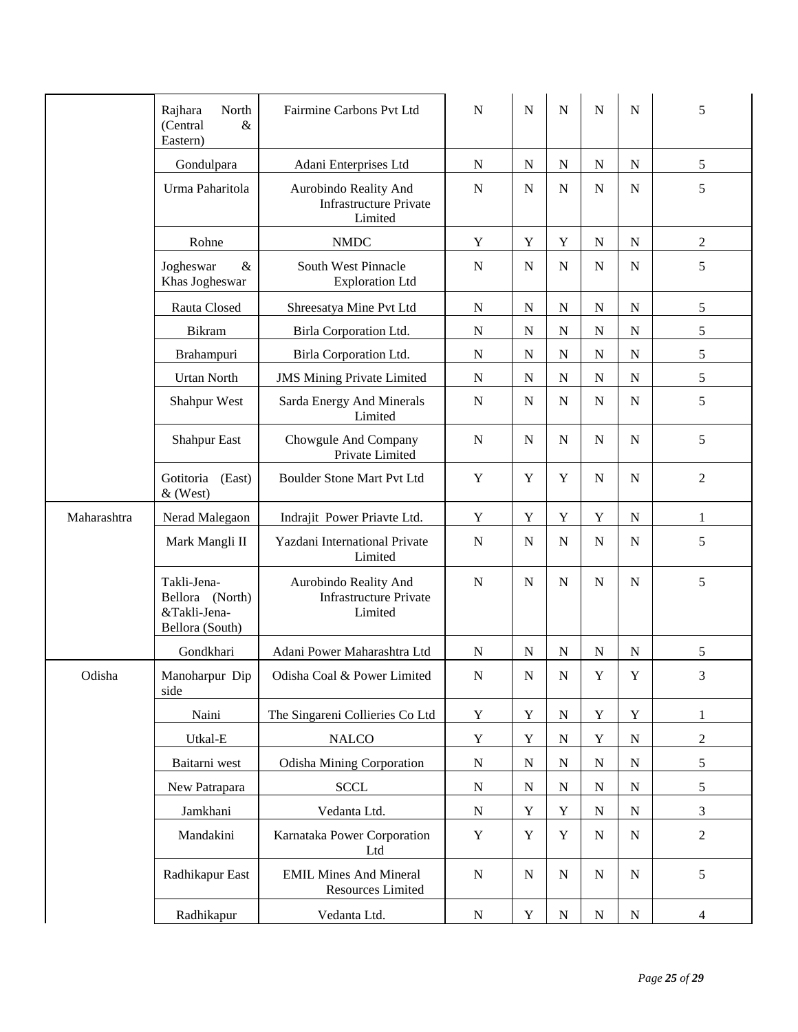| | | | | | | | | |
|---|---|---|---|---|---|---|---|---|
| | Rajhara North (Central & Eastern) | Fairmine Carbons Pvt Ltd | N | N | N | N | N | 5 |
| | Gondulpara | Adani Enterprises Ltd | N | N | N | N | N | 5 |
| | Urma Paharitola | Aurobindo Reality And Infrastructure Private Limited | N | N | N | N | N | 5 |
| | Rohne | NMDC | Y | Y | Y | N | N | 2 |
| | Jogheswar & Khas Jogheswar | South West Pinnacle Exploration Ltd | N | N | N | N | N | 5 |
| | Rauta Closed | Shreesatya Mine Pvt Ltd | N | N | N | N | N | 5 |
| | Bikram | Birla Corporation Ltd. | N | N | N | N | N | 5 |
| | Brahampuri | Birla Corporation Ltd. | N | N | N | N | N | 5 |
| | Urtan North | JMS Mining Private Limited | N | N | N | N | N | 5 |
| | Shahpur West | Sarda Energy And Minerals Limited | N | N | N | N | N | 5 |
| | Shahpur East | Chowgule And Company Private Limited | N | N | N | N | N | 5 |
| | Gotitoria (East) & (West) | Boulder Stone Mart Pvt Ltd | Y | Y | Y | N | N | 2 |
| Maharashtra | Nerad Malegaon | Indrajit Power Priavte Ltd. | Y | Y | Y | Y | N | 1 |
| | Mark Mangli II | Yazdani International Private Limited | N | N | N | N | N | 5 |
| | Takli-Jena-Bellora (North) &Takli-Jena-Bellora (South) | Aurobindo Reality And Infrastructure Private Limited | N | N | N | N | N | 5 |
| | Gondkhari | Adani Power Maharashtra Ltd | N | N | N | N | N | 5 |
| Odisha | Manoharpur Dip side | Odisha Coal & Power Limited | N | N | N | Y | Y | 3 |
| | Naini | The Singareni Collieries Co Ltd | Y | Y | N | Y | Y | 1 |
| | Utkal-E | NALCO | Y | Y | N | Y | N | 2 |
| | Baitarni west | Odisha Mining Corporation | N | N | N | N | N | 5 |
| | New Patrapara | SCCL | N | N | N | N | N | 5 |
| | Jamkhani | Vedanta Ltd. | N | Y | Y | N | N | 3 |
| | Mandakini | Karnataka Power Corporation Ltd | Y | Y | Y | N | N | 2 |
| | Radhikapur East | EMIL Mines And Mineral Resources Limited | N | N | N | N | N | 5 |
| | Radhikapur | Vedanta Ltd. | N | Y | N | N | N | 4 |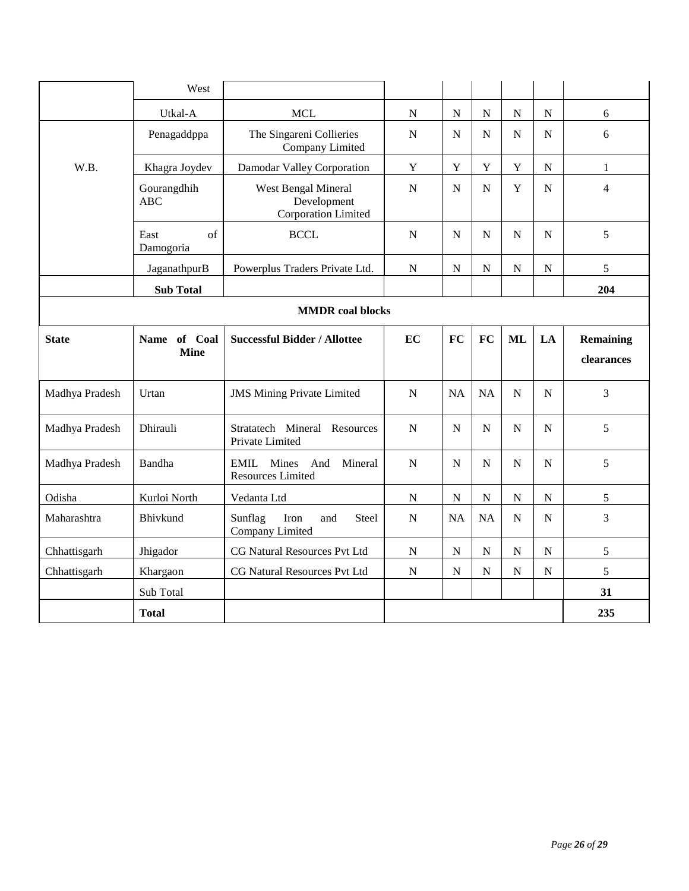| | | | | | | | | |
|---|---|---|---|---|---|---|---|---|
| | West | | | | | | | |
| | Utkal-A | MCL | N | N | N | N | N | 6 |
| W.B. | Penagaddppa | The Singareni Collieries Company Limited | N | N | N | N | N | 6 |
| | Khagra Joydev | Damodar Valley Corporation | Y | Y | Y | Y | N | 1 |
| | Gourangdhih ABC | West Bengal Mineral Development Corporation Limited | N | N | N | Y | N | 4 |
| | East of Damogoria | BCCL | N | N | N | N | N | 5 |
| | JaganathpurB | Powerplus Traders Private Ltd. | N | N | N | N | N | 5 |
| | **Sub Total** | | | | | | | **204** |

**MMDR coal blocks**

| **State** | **Name of Coal Mine** | **Successful Bidder / Allottee** | **EC** | **FC** | **FC** | **ML** | **LA** | **Remaining clearances** |
|---|---|---|---|---|---|---|---|---|
| Madhya Pradesh | Urtan | JMS Mining Private Limited | N | NA | NA | N | N | 3 |
| Madhya Pradesh | Dhirauli | Stratatech Mineral Resources Private Limited | N | N | N | N | N | 5 |
| Madhya Pradesh | Bandha | EMIL Mines And Mineral Resources Limited | N | N | N | N | N | 5 |
| Odisha | Kurloi North | Vedanta Ltd | N | N | N | N | N | 5 |
| Maharashtra | Bhivkund | Sunflag Iron and Steel Company Limited | N | NA | NA | N | N | 3 |
| Chhattisgarh | Jhigador | CG Natural Resources Pvt Ltd | N | N | N | N | N | 5 |
| Chhattisgarh | Khargaon | CG Natural Resources Pvt Ltd | N | N | N | N | N | 5 |
| | Sub Total | | | | | | | **31** |
| | **Total** | | | | | | | **235** |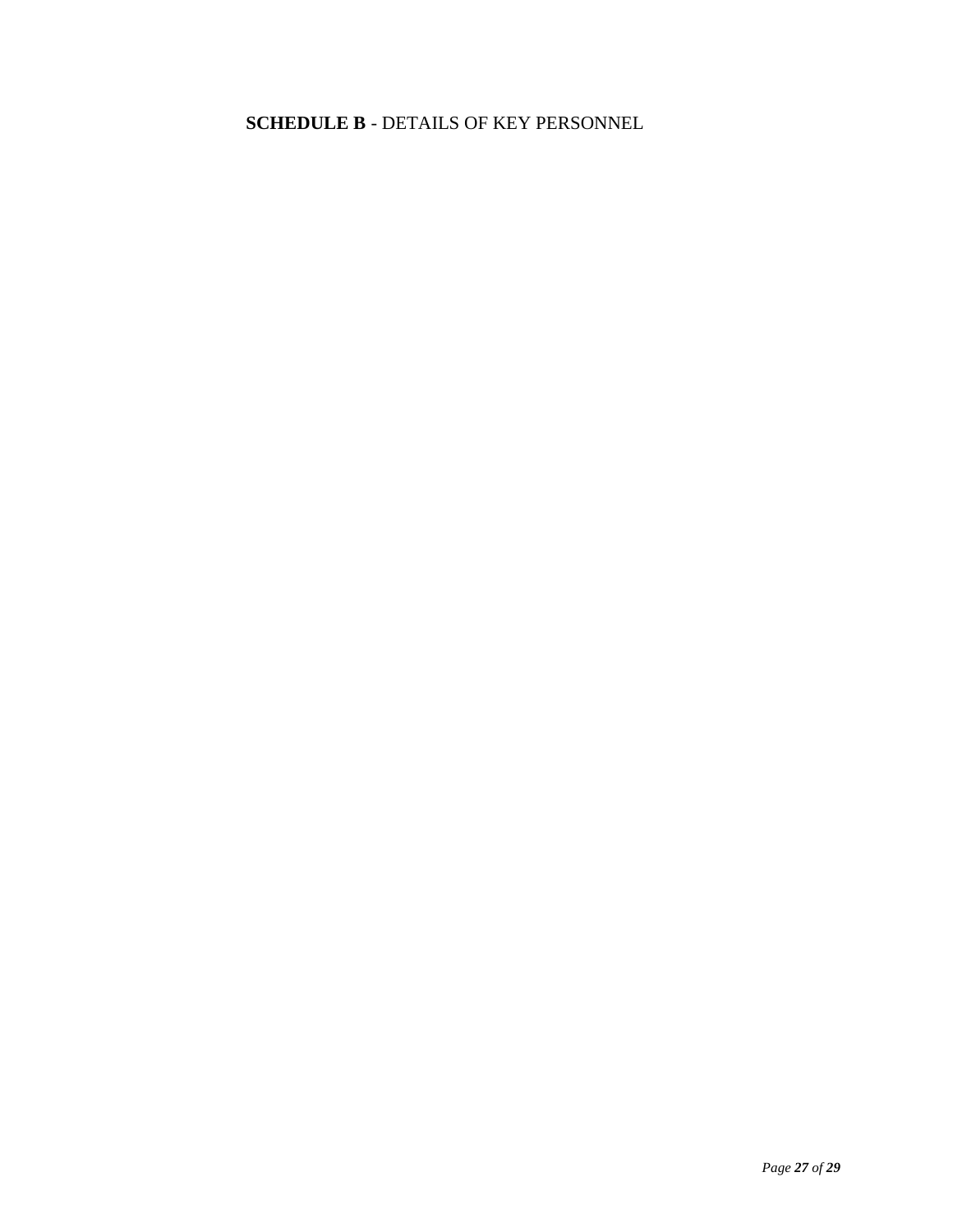**SCHEDULE B** - DETAILS OF KEY PERSONNEL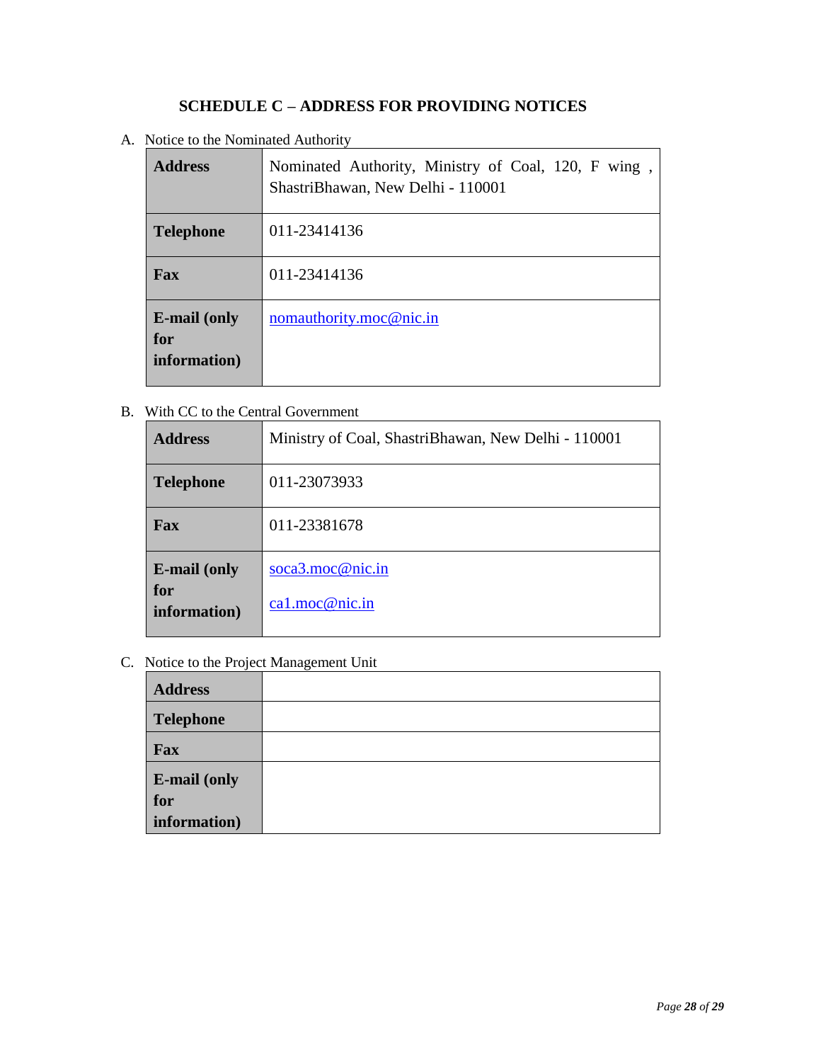## SCHEDULE C – ADDRESS FOR PROVIDING NOTICES

A. Notice to the Nominated Authority

| | |
|---|---|
| **Address** | Nominated Authority, Ministry of Coal, 120, F wing , ShastriBhawan, New Delhi - 110001 |
| **Telephone** | 011-23414136 |
| **Fax** | 011-23414136 |
| **E-mail (only for information)** | nomauthority.moc@nic.in |

B. With CC to the Central Government

| | |
|---|---|
| **Address** | Ministry of Coal, ShastriBhawan, New Delhi - 110001 |
| **Telephone** | 011-23073933 |
| **Fax** | 011-23381678 |
| **E-mail (only for information)** | soca3.moc@nic.in<br>ca1.moc@nic.in |

C. Notice to the Project Management Unit

| | |
|---|---|
| **Address** | |
| **Telephone** | |
| **Fax** | |
| **E-mail (only for information)** | |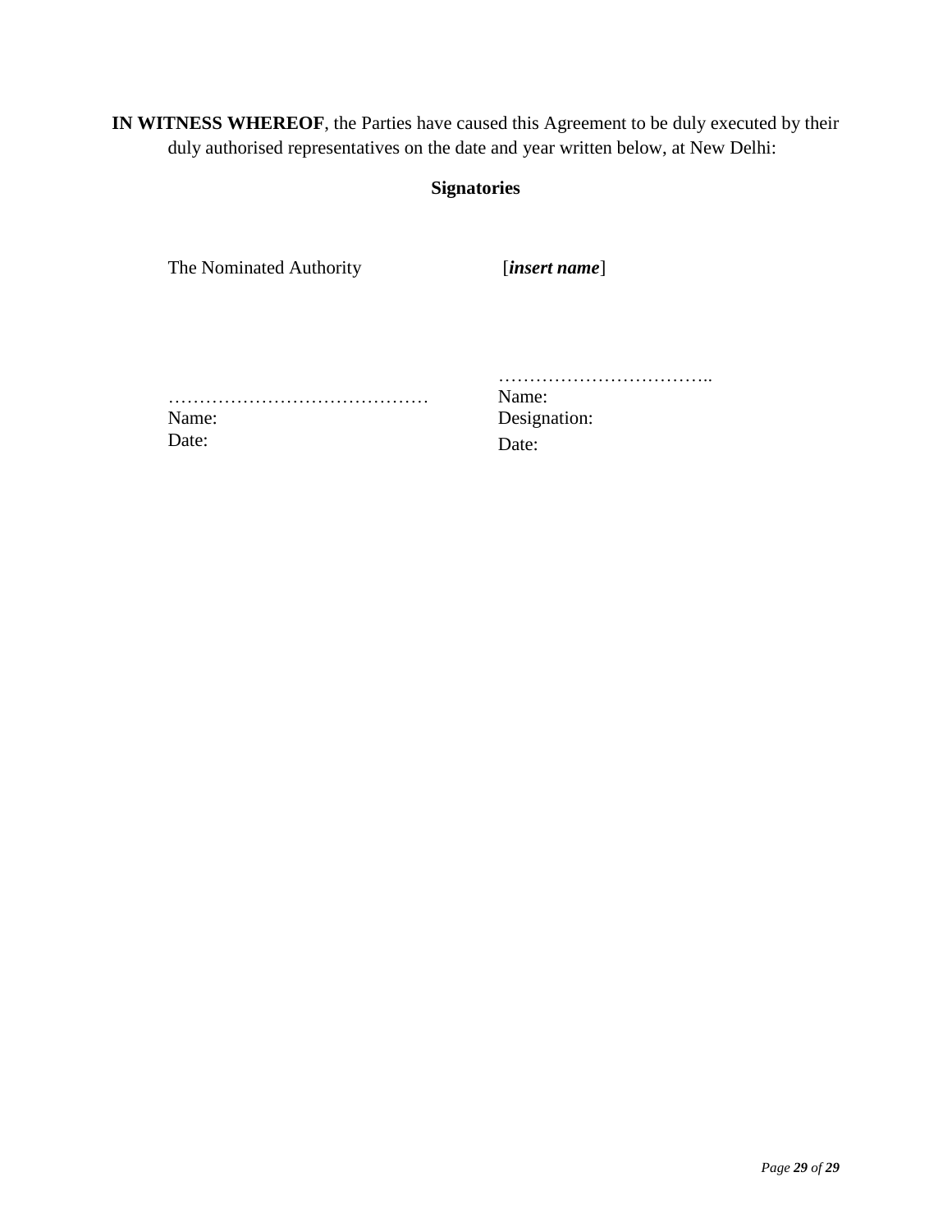**IN WITNESS WHEREOF**, the Parties have caused this Agreement to be duly executed by their duly authorised representatives on the date and year written below, at New Delhi:

**Signatories**

| | |
|---|---|
| The Nominated Authority | [***insert name***] |
| | |
| …………………………………… | …………………………….. |
| Name: | Name: |
| Date: | Designation: |
| | Date: |